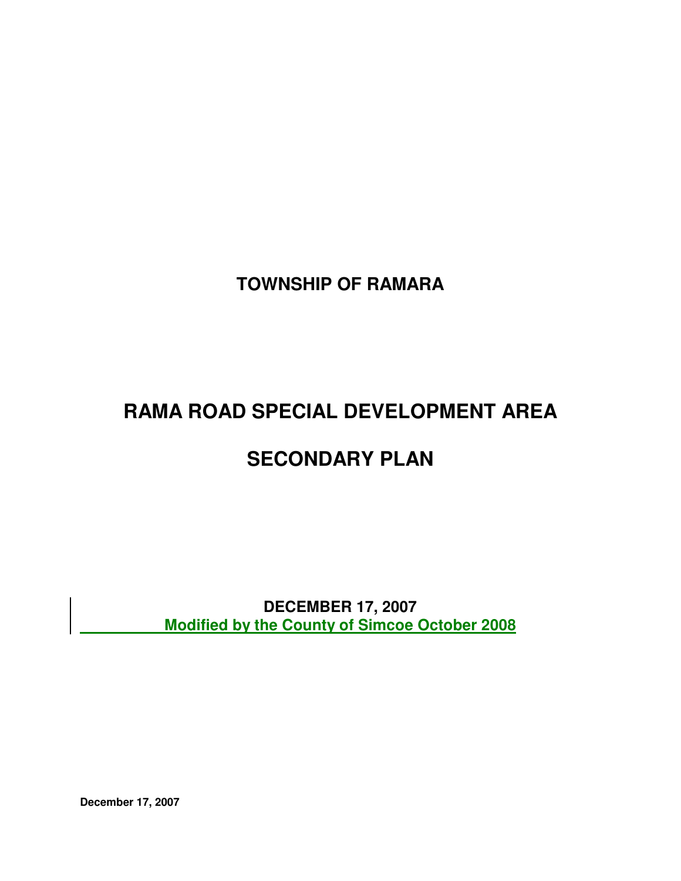# TOWNSHIP OF RAMARA

# RAMA ROAD SPECIAL DEVELOPMENT AREA

# SECONDARY PLAN

**DECEMBER 17, 2007**

**Modified by the County of Simcoe October 2008**

**December 17, 2007**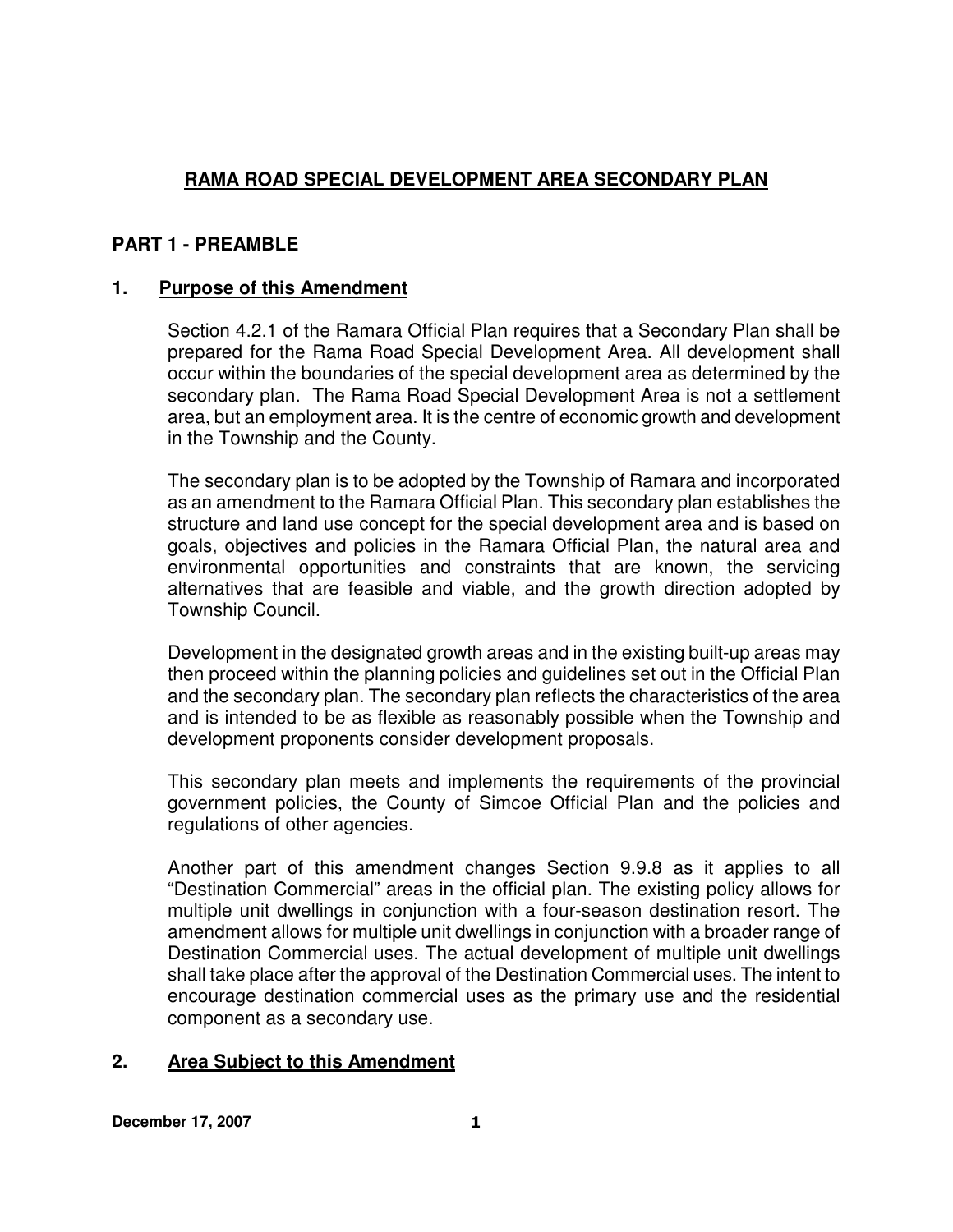# RAMA ROAD SPECIAL DEVELOPMENT AREA SECONDARY PLAN

## PART 1 - PREAMBLE

### 1. Purpose of this Amendment

Section 4.2.1 of the Ramara Official Plan requires that a Secondary Plan shall be prepared for the Rama Road Special Development Area. All development shall occur within the boundaries of the special development area as determined by the secondary plan. The Rama Road Special Development Area is not a settlement area, but an employment area. It is the centre of economic growth and development in the Township and the County.

The secondary plan is to be adopted by the Township of Ramara and incorporated as an amendment to the Ramara Official Plan. This secondary plan establishes the structure and land use concept for the special development area and is based on goals, objectives and policies in the Ramara Official Plan, the natural area and environmental opportunities and constraints that are known, the servicing alternatives that are feasible and viable, and the growth direction adopted by Township Council.

Development in the designated growth areas and in the existing built-up areas may then proceed within the planning policies and guidelines set out in the Official Plan and the secondary plan. The secondary plan reflects the characteristics of the area and is intended to be as flexible as reasonably possible when the Township and development proponents consider development proposals.

This secondary plan meets and implements the requirements of the provincial government policies, the County of Simcoe Official Plan and the policies and regulations of other agencies.

Another part of this amendment changes Section 9.9.8 as it applies to all "Destination Commercial" areas in the official plan. The existing policy allows for multiple unit dwellings in conjunction with a four-season destination resort. The amendment allows for multiple unit dwellings in conjunction with a broader range of Destination Commercial uses. The actual development of multiple unit dwellings shall take place after the approval of the Destination Commercial uses. The intent to encourage destination commercial uses as the primary use and the residential component as a secondary use.

### 2. Area Subject to this Amendment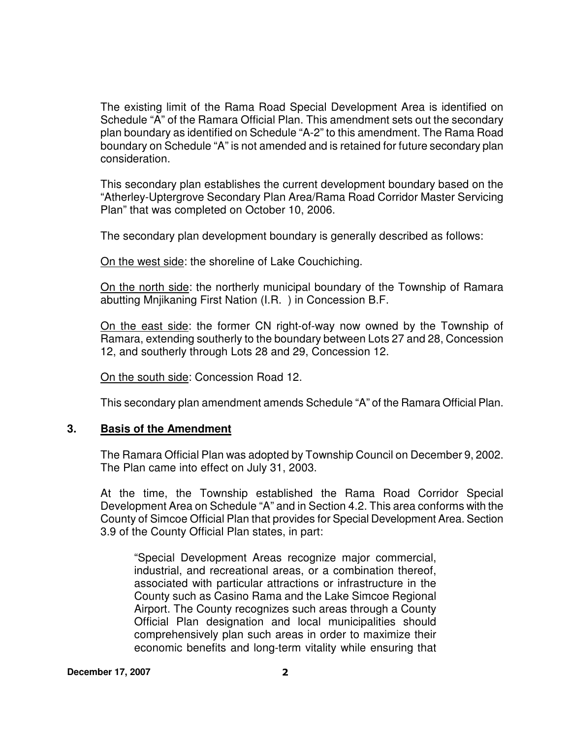The existing limit of the Rama Road Special Development Area is identified on Schedule "A" of the Ramara Official Plan. This amendment sets out the secondary plan boundary as identified on Schedule "A-2" to this amendment. The Rama Road boundary on Schedule "A" is not amended and is retained for future secondary plan consideration.

This secondary plan establishes the current development boundary based on the "Atherley-Uptergrove Secondary Plan Area/Rama Road Corridor Master Servicing Plan" that was completed on October 10, 2006.

The secondary plan development boundary is generally described as follows:

<u>On the west side</u>: the shoreline of Lake Couchiching.

<u>On the north side</u>: the northerly municipal boundary of the Township of Ramara abutting Mnjikaning First Nation (I.R. ) in Concession B.F.

<u>On the east side</u>: the former CN right-of-way now owned by the Township of Ramara, extending southerly to the boundary between Lots 27 and 28, Concession 12, and southerly through Lots 28 and 29, Concession 12.

<u>On the south side</u>: Concession Road 12.

This secondary plan amendment amends Schedule "A" of the Ramara Official Plan.

## 3. <u>Basis of the Amendment</u>

The Ramara Official Plan was adopted by Township Council on December 9, 2002. The Plan came into effect on July 31, 2003.

At the time, the Township established the Rama Road Corridor Special Development Area on Schedule "A" and in Section 4.2. This area conforms with the County of Simcoe Official Plan that provides for Special Development Area. Section 3.9 of the County Official Plan states, in part:

> "Special Development Areas recognize major commercial, industrial, and recreational areas, or a combination thereof, associated with particular attractions or infrastructure in the County such as Casino Rama and the Lake Simcoe Regional Airport. The County recognizes such areas through a County Official Plan designation and local municipalities should comprehensively plan such areas in order to maximize their economic benefits and long-term vitality while ensuring that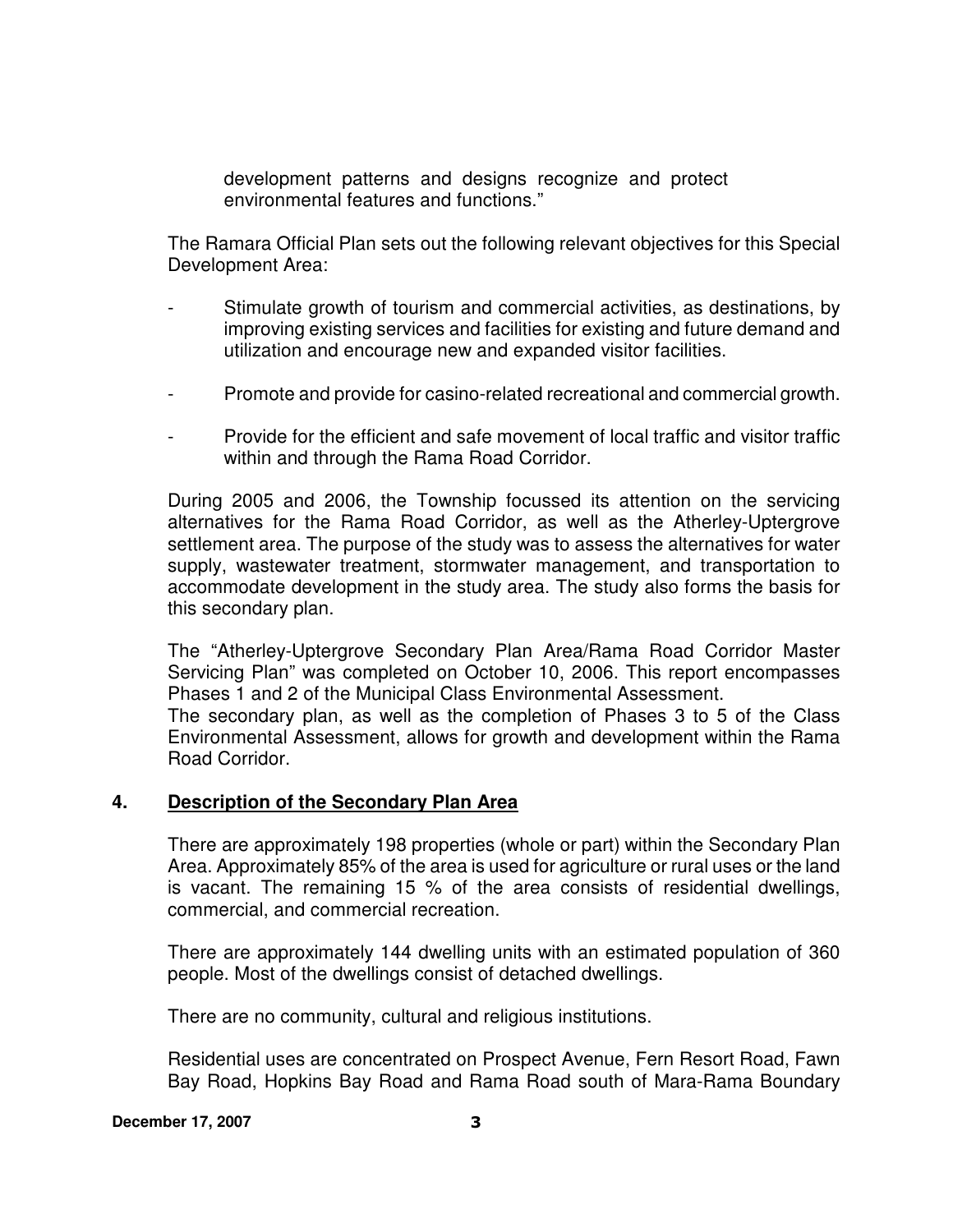development patterns and designs recognize and protect environmental features and functions."

The Ramara Official Plan sets out the following relevant objectives for this Special Development Area:

- Stimulate growth of tourism and commercial activities, as destinations, by improving existing services and facilities for existing and future demand and utilization and encourage new and expanded visitor facilities.

- Promote and provide for casino-related recreational and commercial growth.

- Provide for the efficient and safe movement of local traffic and visitor traffic within and through the Rama Road Corridor.

During 2005 and 2006, the Township focussed its attention on the servicing alternatives for the Rama Road Corridor, as well as the Atherley-Uptergrove settlement area. The purpose of the study was to assess the alternatives for water supply, wastewater treatment, stormwater management, and transportation to accommodate development in the study area. The study also forms the basis for this secondary plan.

The "Atherley-Uptergrove Secondary Plan Area/Rama Road Corridor Master Servicing Plan" was completed on October 10, 2006. This report encompasses Phases 1 and 2 of the Municipal Class Environmental Assessment.
The secondary plan, as well as the completion of Phases 3 to 5 of the Class Environmental Assessment, allows for growth and development within the Rama Road Corridor.

## 4. Description of the Secondary Plan Area

There are approximately 198 properties (whole or part) within the Secondary Plan Area. Approximately 85% of the area is used for agriculture or rural uses or the land is vacant. The remaining 15 % of the area consists of residential dwellings, commercial, and commercial recreation.

There are approximately 144 dwelling units with an estimated population of 360 people. Most of the dwellings consist of detached dwellings.

There are no community, cultural and religious institutions.

Residential uses are concentrated on Prospect Avenue, Fern Resort Road, Fawn Bay Road, Hopkins Bay Road and Rama Road south of Mara-Rama Boundary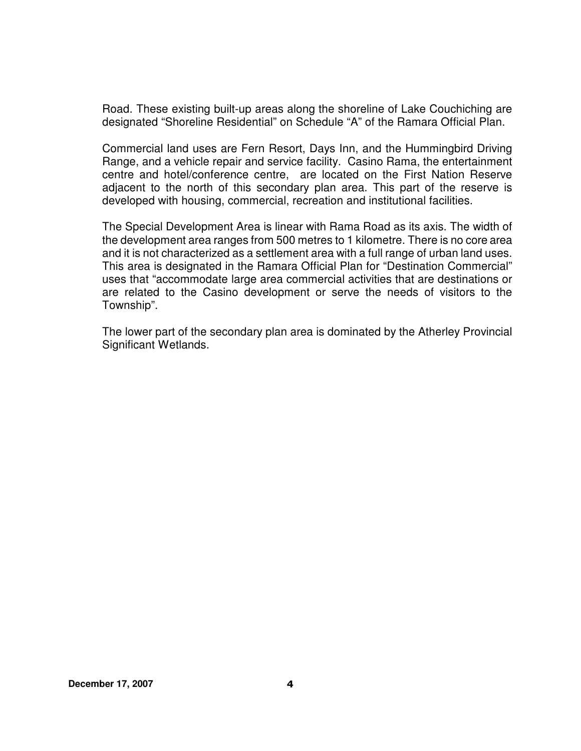Road. These existing built-up areas along the shoreline of Lake Couchiching are designated “Shoreline Residential” on Schedule “A” of the Ramara Official Plan.

Commercial land uses are Fern Resort, Days Inn, and the Hummingbird Driving Range, and a vehicle repair and service facility. Casino Rama, the entertainment centre and hotel/conference centre, are located on the First Nation Reserve adjacent to the north of this secondary plan area. This part of the reserve is developed with housing, commercial, recreation and institutional facilities.

The Special Development Area is linear with Rama Road as its axis. The width of the development area ranges from 500 metres to 1 kilometre. There is no core area and it is not characterized as a settlement area with a full range of urban land uses. This area is designated in the Ramara Official Plan for “Destination Commercial” uses that “accommodate large area commercial activities that are destinations or are related to the Casino development or serve the needs of visitors to the Township”.

The lower part of the secondary plan area is dominated by the Atherley Provincial Significant Wetlands.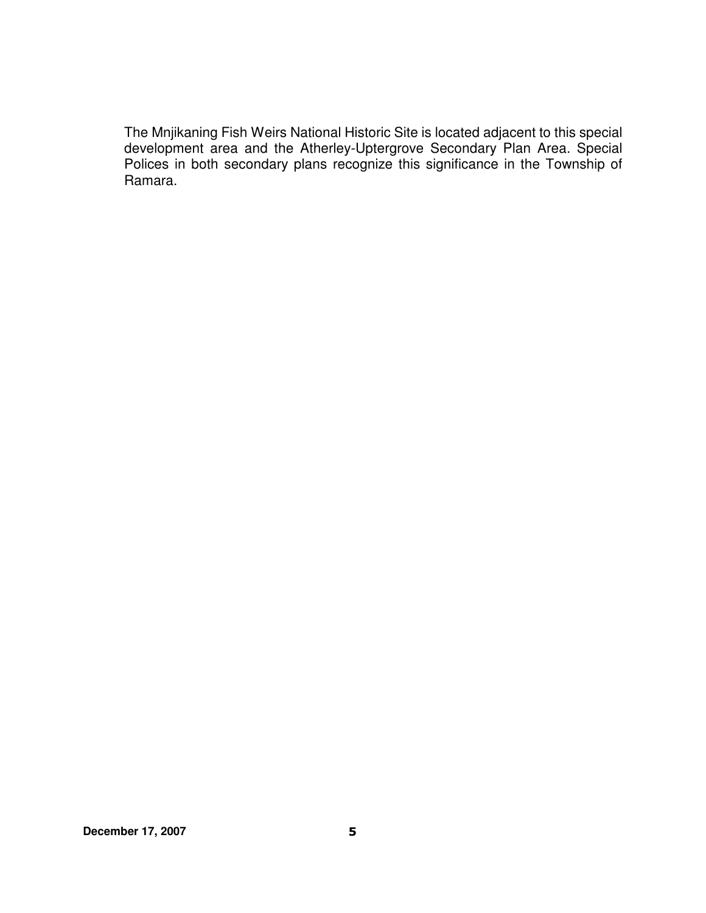The Mnjikaning Fish Weirs National Historic Site is located adjacent to this special development area and the Atherley-Uptergrove Secondary Plan Area. Special Polices in both secondary plans recognize this significance in the Township of Ramara.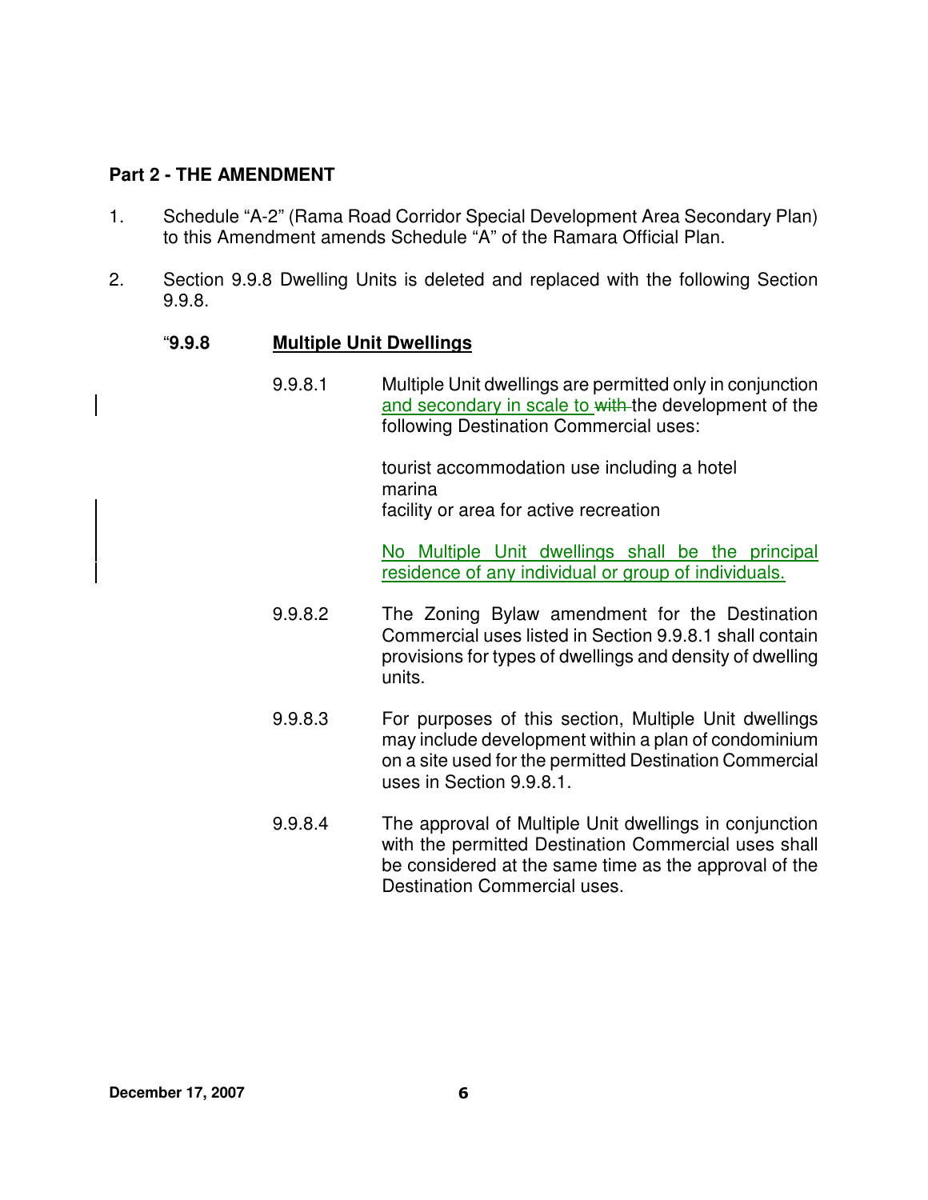## Part 2 - THE AMENDMENT

1. Schedule "A-2" (Rama Road Corridor Special Development Area Secondary Plan) to this Amendment amends Schedule "A" of the Ramara Official Plan.

2. Section 9.9.8 Dwelling Units is deleted and replaced with the following Section 9.9.8.

"**9.9.8** **Multiple Unit Dwellings**

9.9.8.1 Multiple Unit dwellings are permitted only in conjunction <u>and secondary in scale to</u> ~~with~~ the development of the following Destination Commercial uses:

tourist accommodation use including a hotel
marina
facility or area for active recreation

<u>No Multiple Unit dwellings shall be the principal residence of any individual or group of individuals.</u>

9.9.8.2 The Zoning Bylaw amendment for the Destination Commercial uses listed in Section 9.9.8.1 shall contain provisions for types of dwellings and density of dwelling units.

9.9.8.3 For purposes of this section, Multiple Unit dwellings may include development within a plan of condominium on a site used for the permitted Destination Commercial uses in Section 9.9.8.1.

9.9.8.4 The approval of Multiple Unit dwellings in conjunction with the permitted Destination Commercial uses shall be considered at the same time as the approval of the Destination Commercial uses.

**December 17, 2007**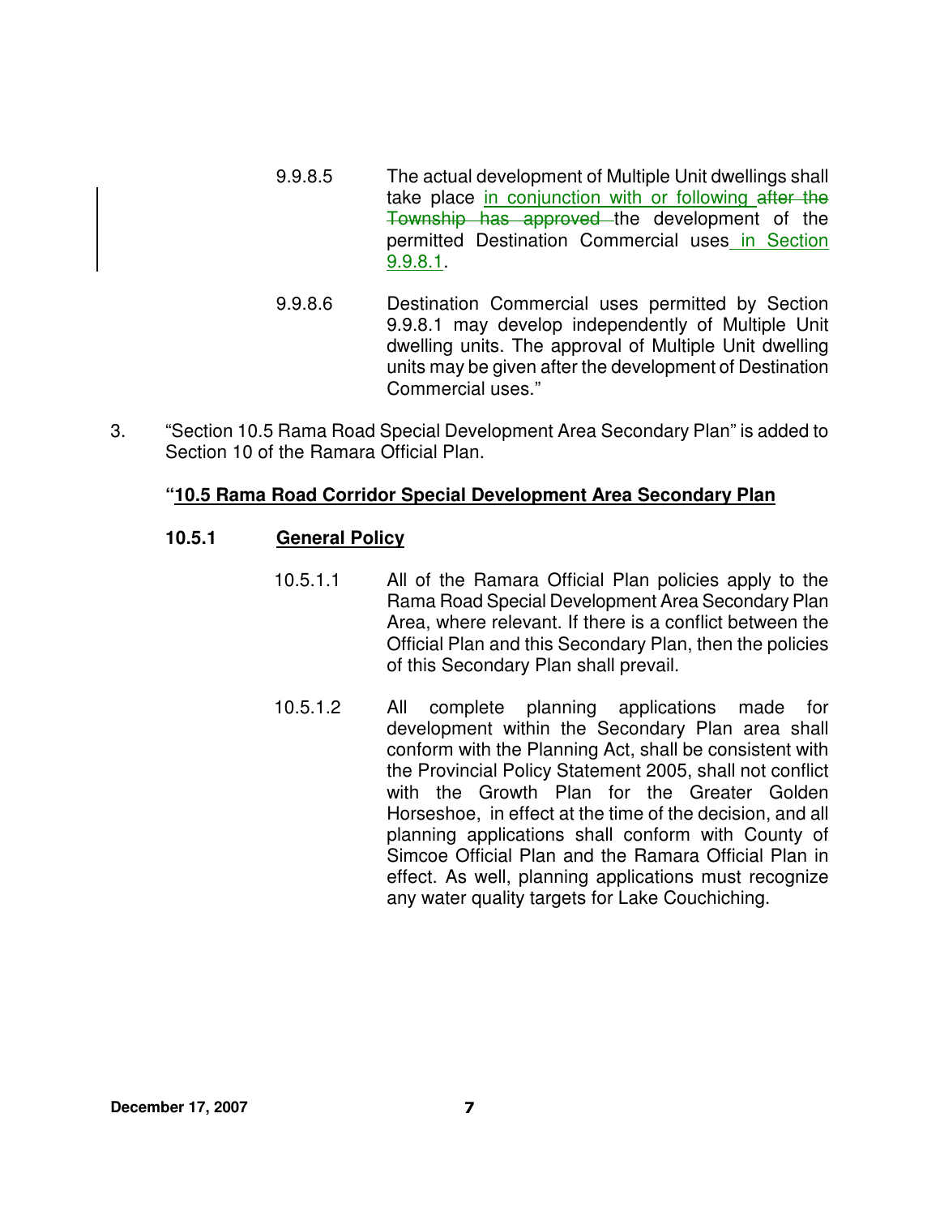9.9.8.5 The actual development of Multiple Unit dwellings shall take place in conjunction with or following ~~after the Township has approved~~ the development of the permitted Destination Commercial uses in Section 9.9.8.1.

9.9.8.6 Destination Commercial uses permitted by Section 9.9.8.1 may develop independently of Multiple Unit dwelling units. The approval of Multiple Unit dwelling units may be given after the development of Destination Commercial uses."

3. "Section 10.5 Rama Road Special Development Area Secondary Plan" is added to Section 10 of the Ramara Official Plan.

**"10.5 Rama Road Corridor Special Development Area Secondary Plan**

**10.5.1 General Policy**

10.5.1.1 All of the Ramara Official Plan policies apply to the Rama Road Special Development Area Secondary Plan Area, where relevant. If there is a conflict between the Official Plan and this Secondary Plan, then the policies of this Secondary Plan shall prevail.

10.5.1.2 All complete planning applications made for development within the Secondary Plan area shall conform with the Planning Act, shall be consistent with the Provincial Policy Statement 2005, shall not conflict with the Growth Plan for the Greater Golden Horseshoe, in effect at the time of the decision, and all planning applications shall conform with County of Simcoe Official Plan and the Ramara Official Plan in effect. As well, planning applications must recognize any water quality targets for Lake Couchiching.

**December 17, 2007**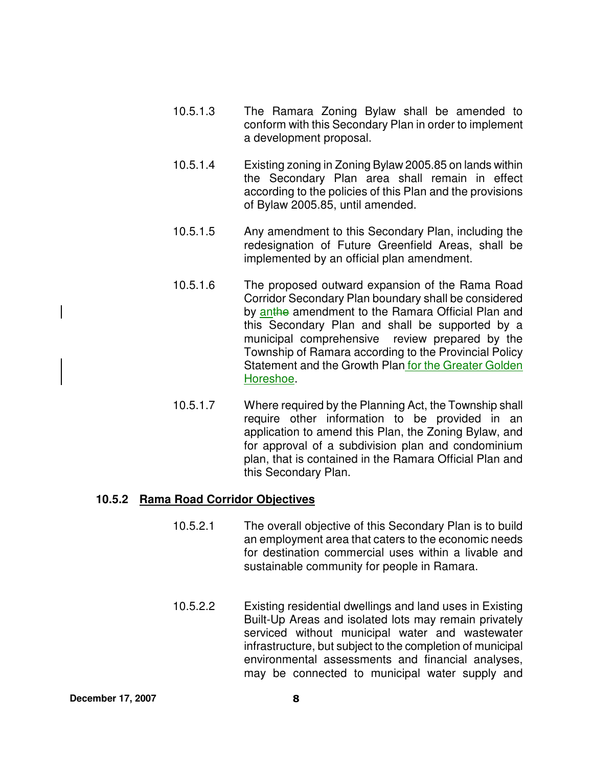10.5.1.3 The Ramara Zoning Bylaw shall be amended to conform with this Secondary Plan in order to implement a development proposal.

10.5.1.4 Existing zoning in Zoning Bylaw 2005.85 on lands within the Secondary Plan area shall remain in effect according to the policies of this Plan and the provisions of Bylaw 2005.85, until amended.

10.5.1.5 Any amendment to this Secondary Plan, including the redesignation of Future Greenfield Areas, shall be implemented by an official plan amendment.

10.5.1.6 The proposed outward expansion of the Rama Road Corridor Secondary Plan boundary shall be considered by anthe amendment to the Ramara Official Plan and this Secondary Plan and shall be supported by a municipal comprehensive review prepared by the Township of Ramara according to the Provincial Policy Statement and the Growth Plan for the Greater Golden Horeshoe.

10.5.1.7 Where required by the Planning Act, the Township shall require other information to be provided in an application to amend this Plan, the Zoning Bylaw, and for approval of a subdivision plan and condominium plan, that is contained in the Ramara Official Plan and this Secondary Plan.

### 10.5.2 Rama Road Corridor Objectives

10.5.2.1 The overall objective of this Secondary Plan is to build an employment area that caters to the economic needs for destination commercial uses within a livable and sustainable community for people in Ramara.

10.5.2.2 Existing residential dwellings and land uses in Existing Built-Up Areas and isolated lots may remain privately serviced without municipal water and wastewater infrastructure, but subject to the completion of municipal environmental assessments and financial analyses, may be connected to municipal water supply and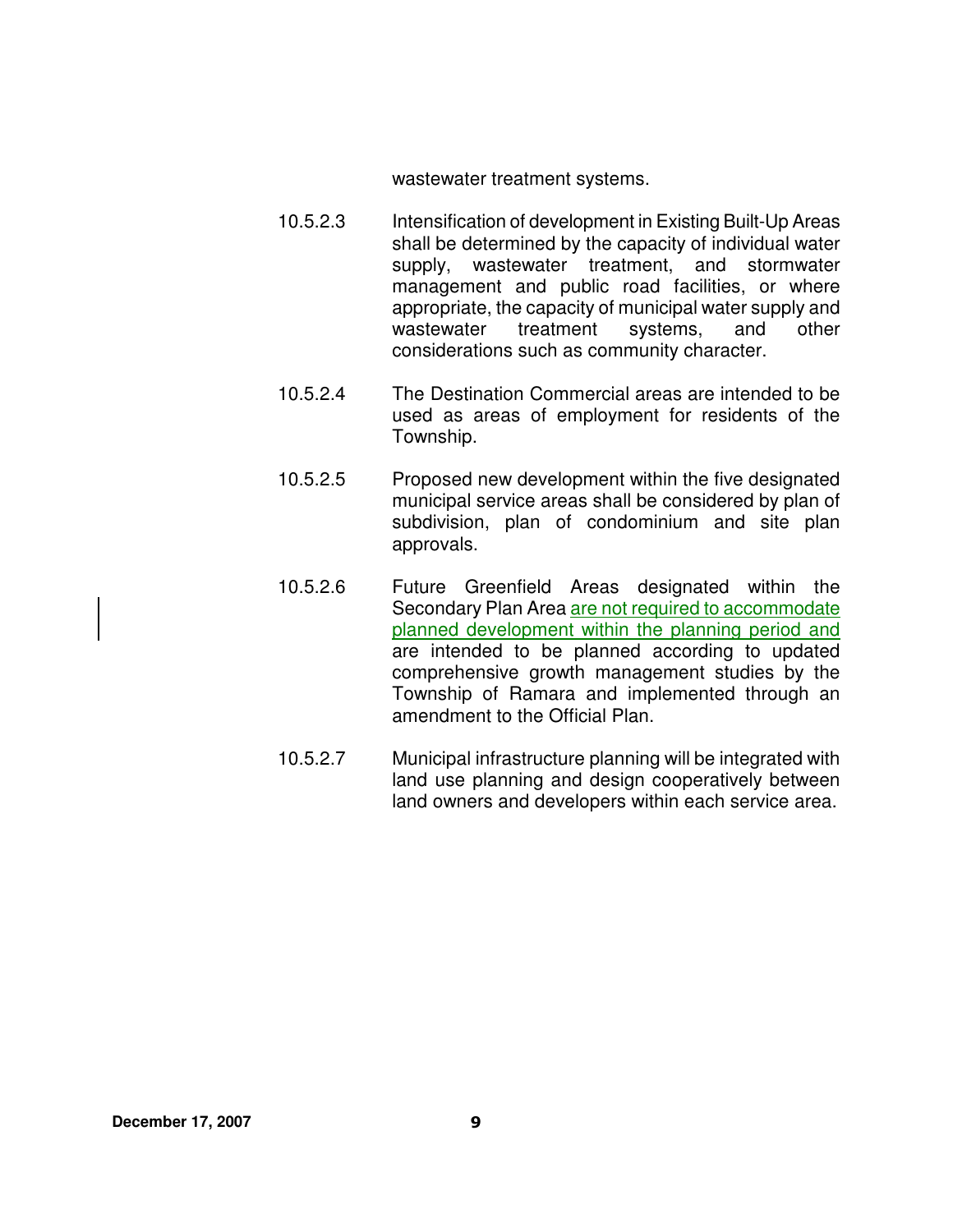wastewater treatment systems.

10.5.2.3 Intensification of development in Existing Built-Up Areas shall be determined by the capacity of individual water supply, wastewater treatment, and stormwater management and public road facilities, or where appropriate, the capacity of municipal water supply and wastewater treatment systems, and other considerations such as community character.

10.5.2.4 The Destination Commercial areas are intended to be used as areas of employment for residents of the Township.

10.5.2.5 Proposed new development within the five designated municipal service areas shall be considered by plan of subdivision, plan of condominium and site plan approvals.

10.5.2.6 Future Greenfield Areas designated within the Secondary Plan Area are not required to accommodate planned development within the planning period and are intended to be planned according to updated comprehensive growth management studies by the Township of Ramara and implemented through an amendment to the Official Plan.

10.5.2.7 Municipal infrastructure planning will be integrated with land use planning and design cooperatively between land owners and developers within each service area.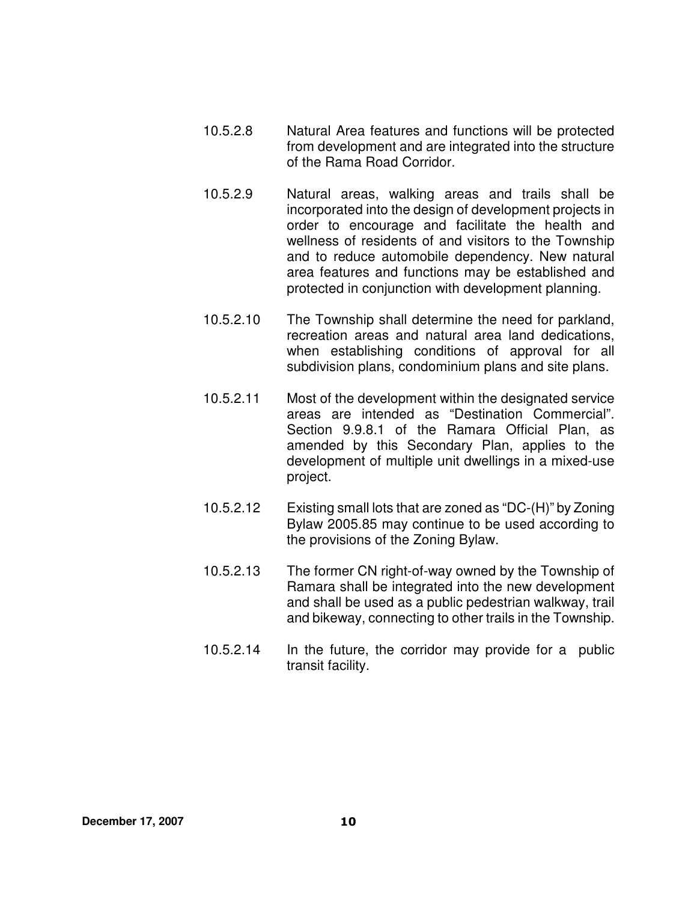10.5.2.8 Natural Area features and functions will be protected from development and are integrated into the structure of the Rama Road Corridor.

10.5.2.9 Natural areas, walking areas and trails shall be incorporated into the design of development projects in order to encourage and facilitate the health and wellness of residents of and visitors to the Township and to reduce automobile dependency. New natural area features and functions may be established and protected in conjunction with development planning.

10.5.2.10 The Township shall determine the need for parkland, recreation areas and natural area land dedications, when establishing conditions of approval for all subdivision plans, condominium plans and site plans.

10.5.2.11 Most of the development within the designated service areas are intended as "Destination Commercial". Section 9.9.8.1 of the Ramara Official Plan, as amended by this Secondary Plan, applies to the development of multiple unit dwellings in a mixed-use project.

10.5.2.12 Existing small lots that are zoned as "DC-(H)" by Zoning Bylaw 2005.85 may continue to be used according to the provisions of the Zoning Bylaw.

10.5.2.13 The former CN right-of-way owned by the Township of Ramara shall be integrated into the new development and shall be used as a public pedestrian walkway, trail and bikeway, connecting to other trails in the Township.

10.5.2.14 In the future, the corridor may provide for a public transit facility.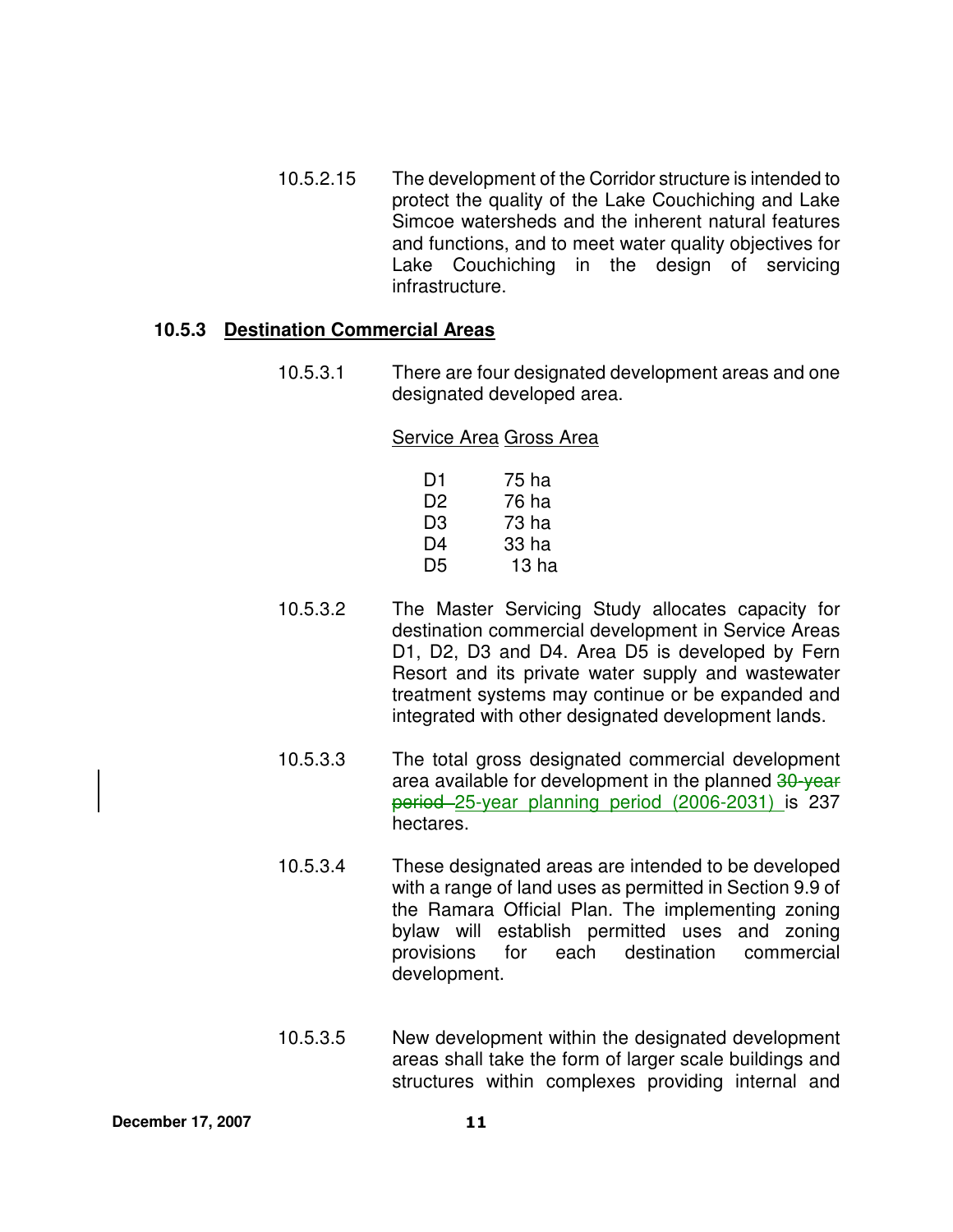10.5.2.15 The development of the Corridor structure is intended to protect the quality of the Lake Couchiching and Lake Simcoe watersheds and the inherent natural features and functions, and to meet water quality objectives for Lake Couchiching in the design of servicing infrastructure.

### 10.5.3 Destination Commercial Areas

10.5.3.1 There are four designated development areas and one designated developed area.

| Service Area | Gross Area |
|---|---|
| D1 | 75 ha |
| D2 | 76 ha |
| D3 | 73 ha |
| D4 | 33 ha |
| D5 | 13 ha |

10.5.3.2 The Master Servicing Study allocates capacity for destination commercial development in Service Areas D1, D2, D3 and D4. Area D5 is developed by Fern Resort and its private water supply and wastewater treatment systems may continue or be expanded and integrated with other designated development lands.

10.5.3.3 The total gross designated commercial development area available for development in the planned ~~30-year period~~ 25-year planning period (2006-2031) is 237 hectares.

10.5.3.4 These designated areas are intended to be developed with a range of land uses as permitted in Section 9.9 of the Ramara Official Plan. The implementing zoning bylaw will establish permitted uses and zoning provisions for each destination commercial development.

10.5.3.5 New development within the designated development areas shall take the form of larger scale buildings and structures within complexes providing internal and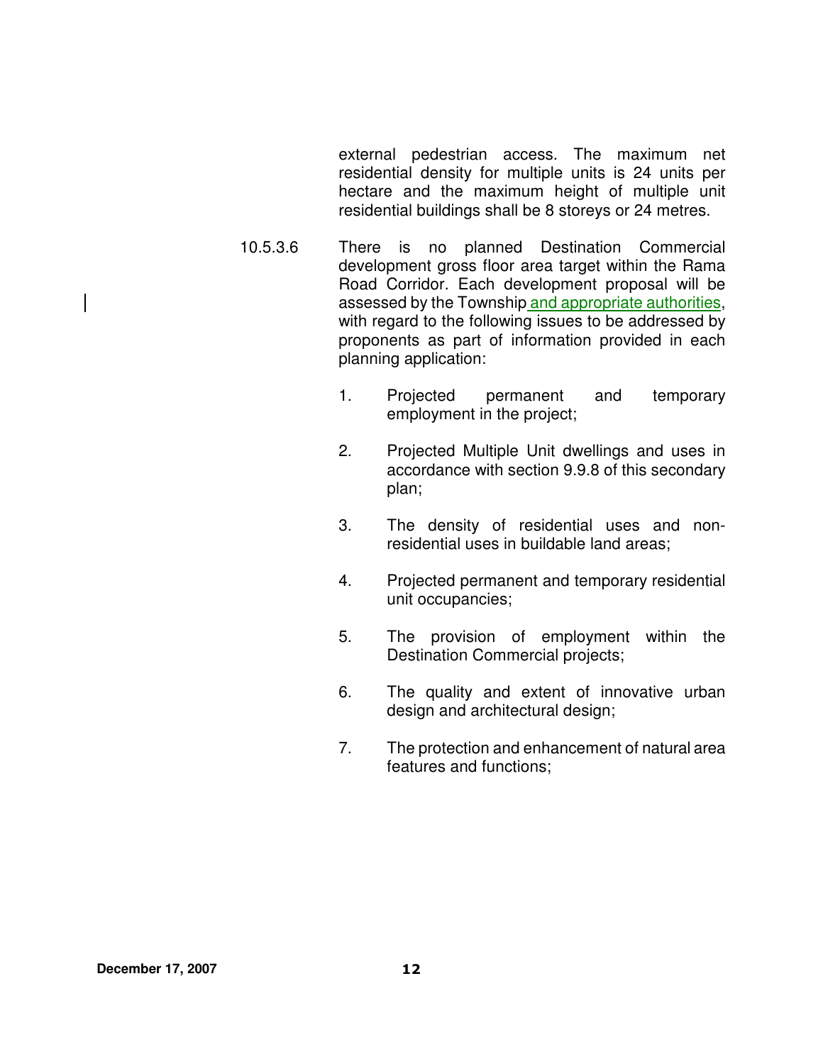external pedestrian access. The maximum net residential density for multiple units is 24 units per hectare and the maximum height of multiple unit residential buildings shall be 8 storeys or 24 metres.

10.5.3.6 There is no planned Destination Commercial development gross floor area target within the Rama Road Corridor. Each development proposal will be assessed by the Township and appropriate authorities, with regard to the following issues to be addressed by proponents as part of information provided in each planning application:

1. Projected permanent and temporary employment in the project;
2. Projected Multiple Unit dwellings and uses in accordance with section 9.9.8 of this secondary plan;
3. The density of residential uses and non-residential uses in buildable land areas;
4. Projected permanent and temporary residential unit occupancies;
5. The provision of employment within the Destination Commercial projects;
6. The quality and extent of innovative urban design and architectural design;
7. The protection and enhancement of natural area features and functions;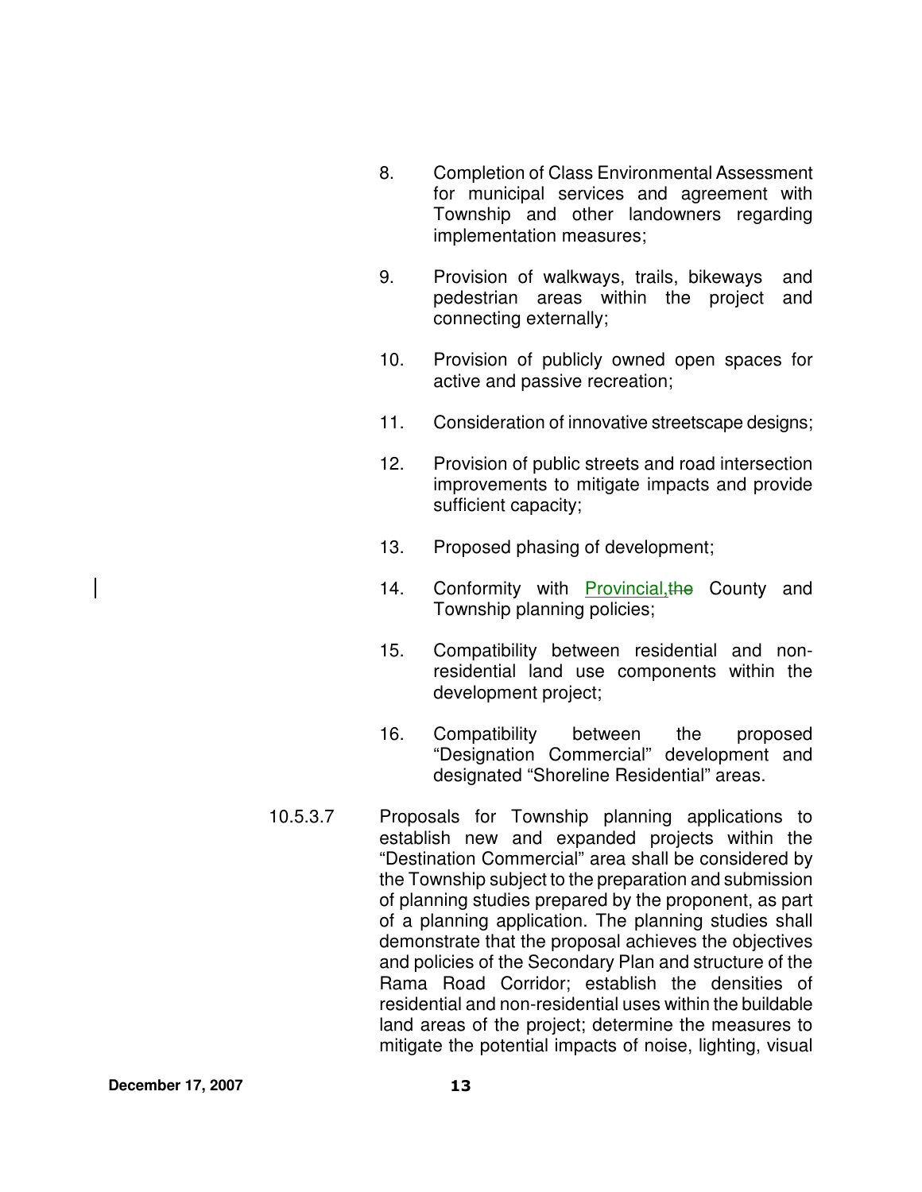8. Completion of Class Environmental Assessment for municipal services and agreement with Township and other landowners regarding implementation measures;

9. Provision of walkways, trails, bikeways and pedestrian areas within the project and connecting externally;

10. Provision of publicly owned open spaces for active and passive recreation;

11. Consideration of innovative streetscape designs;

12. Provision of public streets and road intersection improvements to mitigate impacts and provide sufficient capacity;

13. Proposed phasing of development;

14. Conformity with Provincial, ~~the~~ County and Township planning policies;

15. Compatibility between residential and non-residential land use components within the development project;

16. Compatibility between the proposed "Designation Commercial" development and designated "Shoreline Residential" areas.

10.5.3.7 Proposals for Township planning applications to establish new and expanded projects within the "Destination Commercial" area shall be considered by the Township subject to the preparation and submission of planning studies prepared by the proponent, as part of a planning application. The planning studies shall demonstrate that the proposal achieves the objectives and policies of the Secondary Plan and structure of the Rama Road Corridor; establish the densities of residential and non-residential uses within the buildable land areas of the project; determine the measures to mitigate the potential impacts of noise, lighting, visual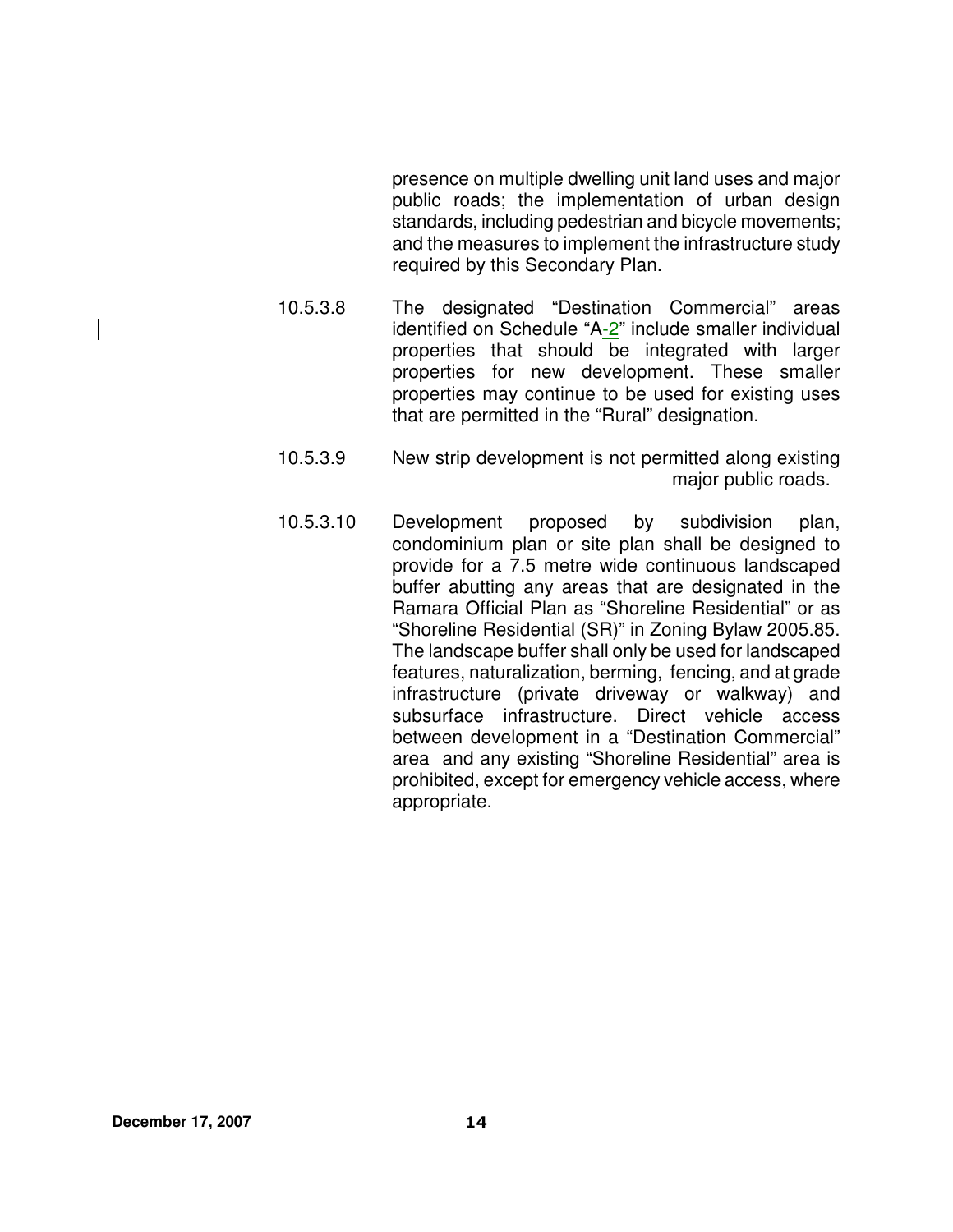presence on multiple dwelling unit land uses and major public roads; the implementation of urban design standards, including pedestrian and bicycle movements; and the measures to implement the infrastructure study required by this Secondary Plan.

10.5.3.8 The designated "Destination Commercial" areas identified on Schedule "A-2" include smaller individual properties that should be integrated with larger properties for new development. These smaller properties may continue to be used for existing uses that are permitted in the "Rural" designation.

10.5.3.9 New strip development is not permitted along existing major public roads.

10.5.3.10 Development proposed by subdivision plan, condominium plan or site plan shall be designed to provide for a 7.5 metre wide continuous landscaped buffer abutting any areas that are designated in the Ramara Official Plan as "Shoreline Residential" or as "Shoreline Residential (SR)" in Zoning Bylaw 2005.85. The landscape buffer shall only be used for landscaped features, naturalization, berming, fencing, and at grade infrastructure (private driveway or walkway) and subsurface infrastructure. Direct vehicle access between development in a "Destination Commercial" area and any existing "Shoreline Residential" area is prohibited, except for emergency vehicle access, where appropriate.

December 17, 2007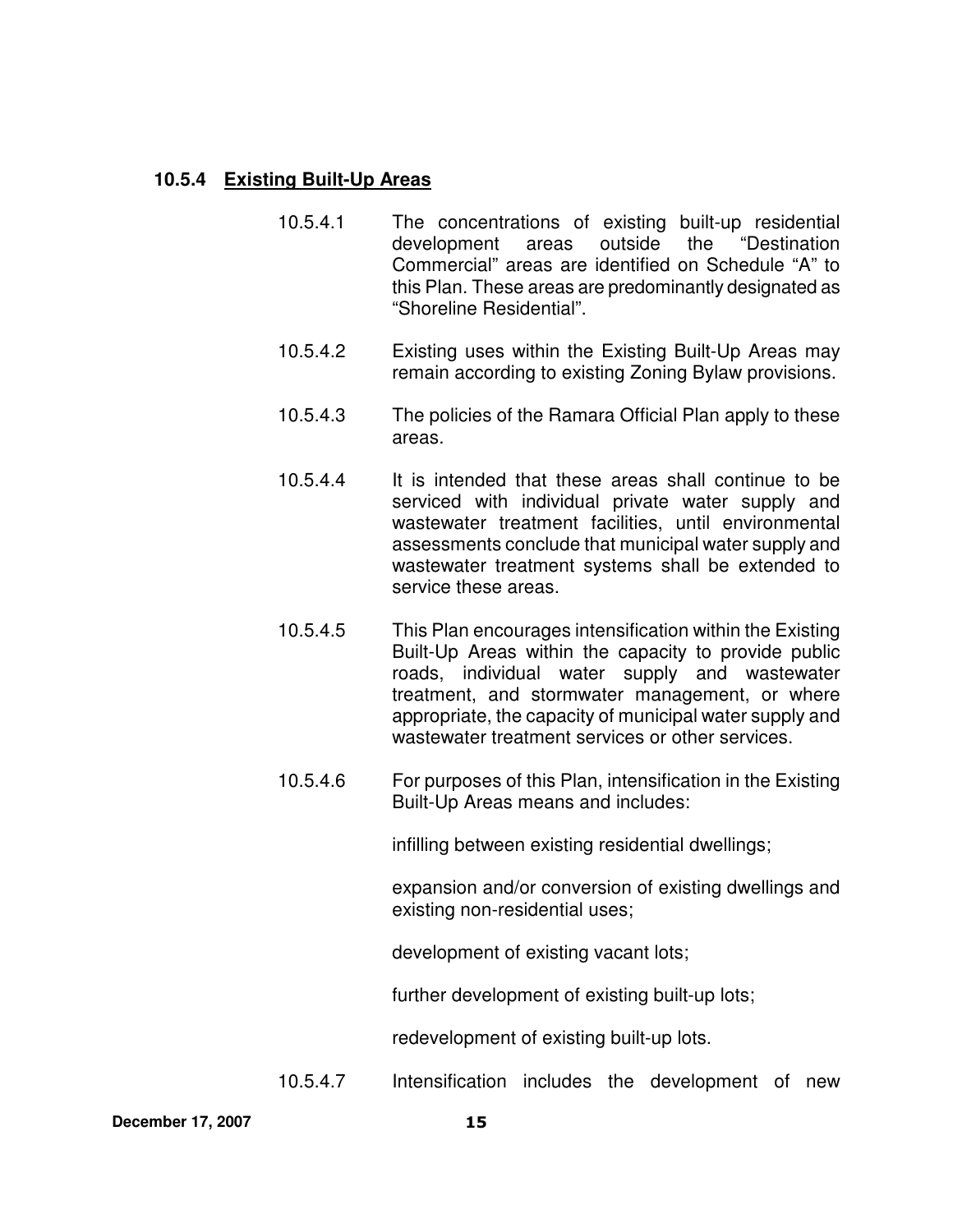### 10.5.4 Existing Built-Up Areas

10.5.4.1 The concentrations of existing built-up residential development areas outside the "Destination Commercial" areas are identified on Schedule "A" to this Plan. These areas are predominantly designated as "Shoreline Residential".

10.5.4.2 Existing uses within the Existing Built-Up Areas may remain according to existing Zoning Bylaw provisions.

10.5.4.3 The policies of the Ramara Official Plan apply to these areas.

10.5.4.4 It is intended that these areas shall continue to be serviced with individual private water supply and wastewater treatment facilities, until environmental assessments conclude that municipal water supply and wastewater treatment systems shall be extended to service these areas.

10.5.4.5 This Plan encourages intensification within the Existing Built-Up Areas within the capacity to provide public roads, individual water supply and wastewater treatment, and stormwater management, or where appropriate, the capacity of municipal water supply and wastewater treatment services or other services.

10.5.4.6 For purposes of this Plan, intensification in the Existing Built-Up Areas means and includes:

infilling between existing residential dwellings;

expansion and/or conversion of existing dwellings and existing non-residential uses;

development of existing vacant lots;

further development of existing built-up lots;

redevelopment of existing built-up lots.

10.5.4.7 Intensification includes the development of new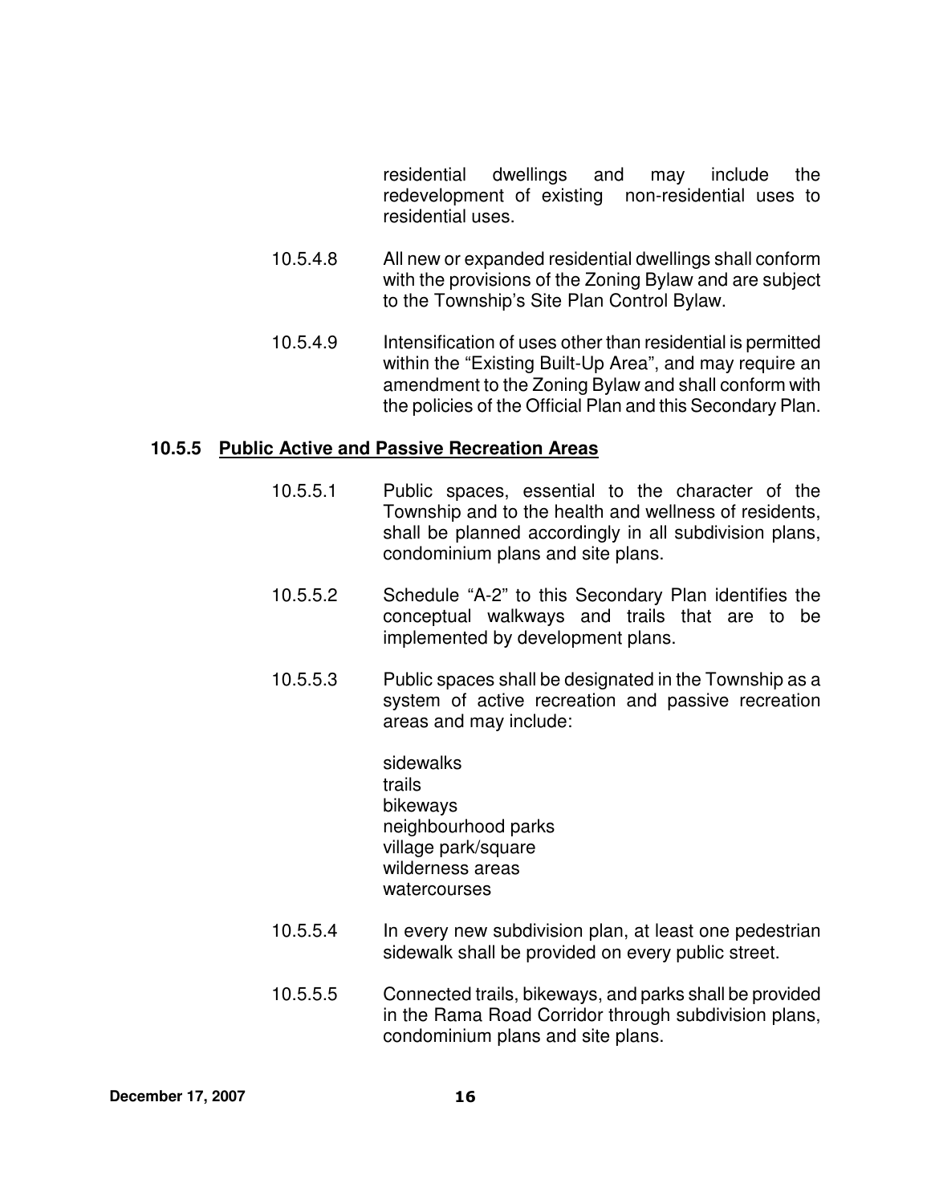residential dwellings and may include the redevelopment of existing non-residential uses to residential uses.

10.5.4.8 All new or expanded residential dwellings shall conform with the provisions of the Zoning Bylaw and are subject to the Township's Site Plan Control Bylaw.

10.5.4.9 Intensification of uses other than residential is permitted within the "Existing Built-Up Area", and may require an amendment to the Zoning Bylaw and shall conform with the policies of the Official Plan and this Secondary Plan.

### 10.5.5 Public Active and Passive Recreation Areas

10.5.5.1 Public spaces, essential to the character of the Township and to the health and wellness of residents, shall be planned accordingly in all subdivision plans, condominium plans and site plans.

10.5.5.2 Schedule "A-2" to this Secondary Plan identifies the conceptual walkways and trails that are to be implemented by development plans.

10.5.5.3 Public spaces shall be designated in the Township as a system of active recreation and passive recreation areas and may include:

sidewalks
trails
bikeways
neighbourhood parks
village park/square
wilderness areas
watercourses

10.5.5.4 In every new subdivision plan, at least one pedestrian sidewalk shall be provided on every public street.

10.5.5.5 Connected trails, bikeways, and parks shall be provided in the Rama Road Corridor through subdivision plans, condominium plans and site plans.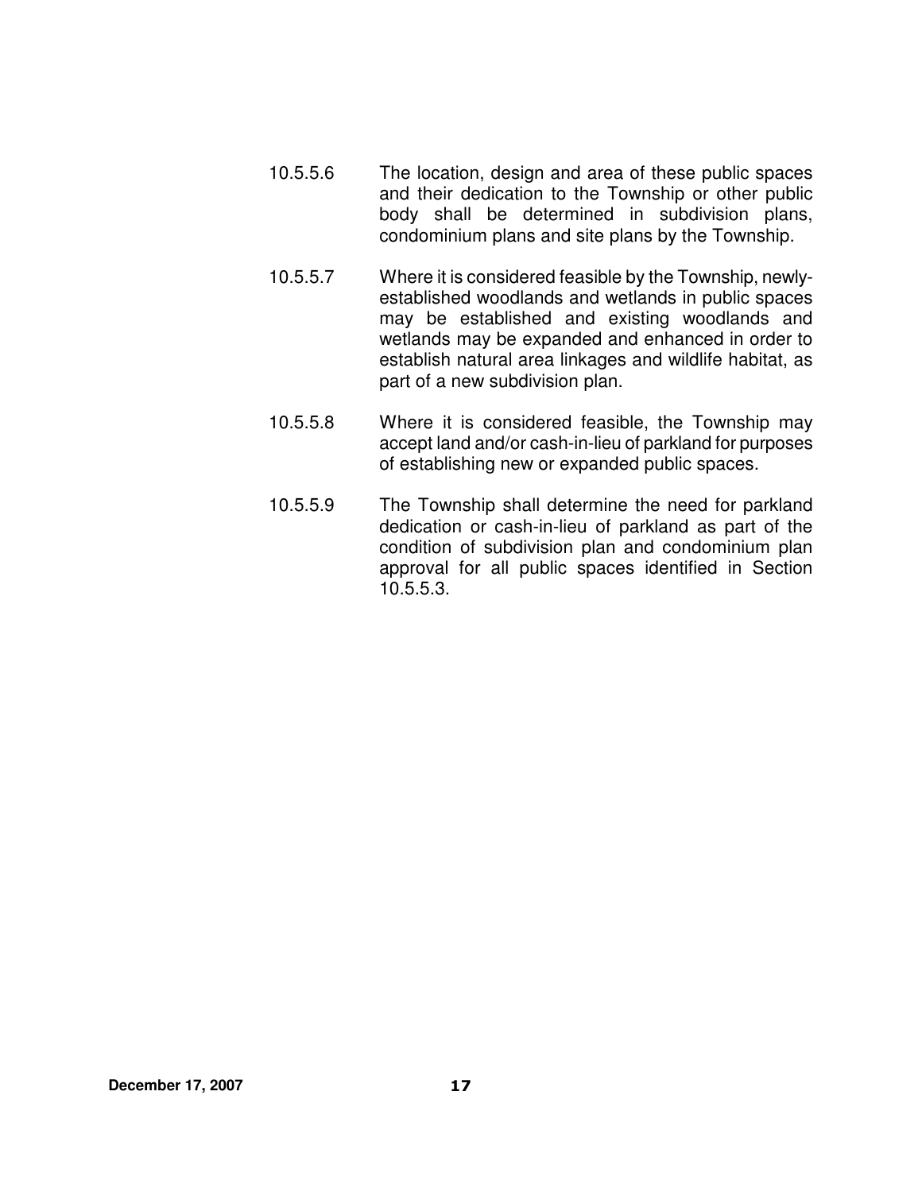10.5.5.6 The location, design and area of these public spaces and their dedication to the Township or other public body shall be determined in subdivision plans, condominium plans and site plans by the Township.

10.5.5.7 Where it is considered feasible by the Township, newly-established woodlands and wetlands in public spaces may be established and existing woodlands and wetlands may be expanded and enhanced in order to establish natural area linkages and wildlife habitat, as part of a new subdivision plan.

10.5.5.8 Where it is considered feasible, the Township may accept land and/or cash-in-lieu of parkland for purposes of establishing new or expanded public spaces.

10.5.5.9 The Township shall determine the need for parkland dedication or cash-in-lieu of parkland as part of the condition of subdivision plan and condominium plan approval for all public spaces identified in Section 10.5.5.3.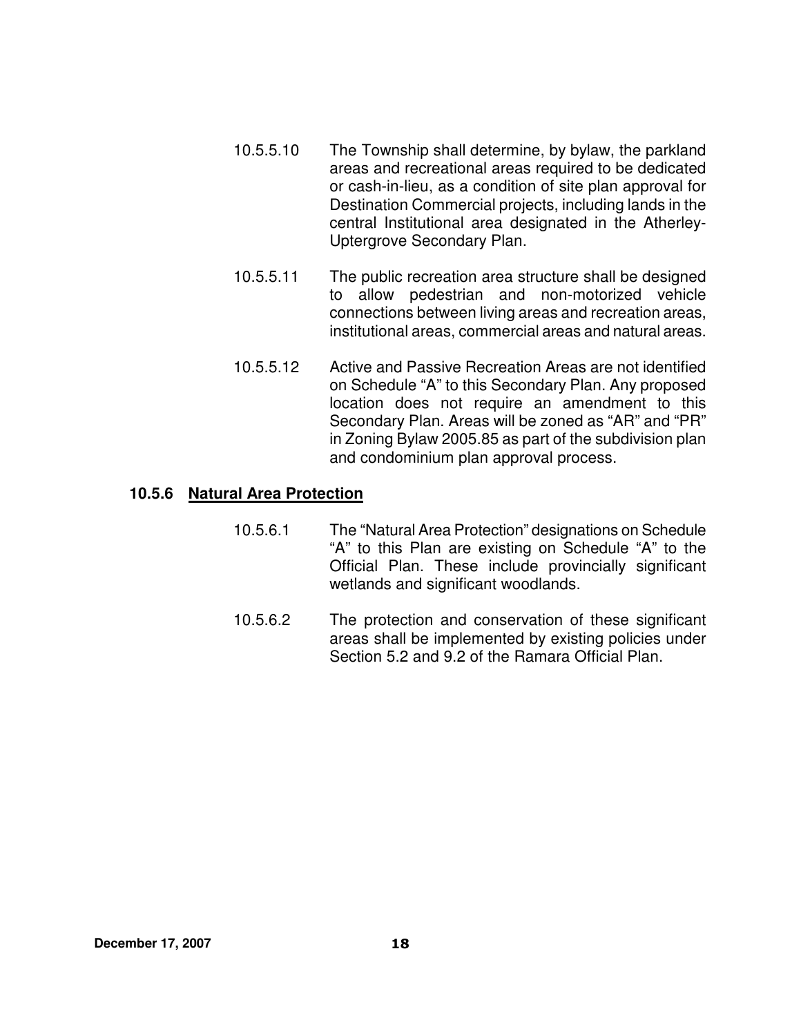10.5.5.10 The Township shall determine, by bylaw, the parkland areas and recreational areas required to be dedicated or cash-in-lieu, as a condition of site plan approval for Destination Commercial projects, including lands in the central Institutional area designated in the Atherley-Uptergrove Secondary Plan.

10.5.5.11 The public recreation area structure shall be designed to allow pedestrian and non-motorized vehicle connections between living areas and recreation areas, institutional areas, commercial areas and natural areas.

10.5.5.12 Active and Passive Recreation Areas are not identified on Schedule "A" to this Secondary Plan. Any proposed location does not require an amendment to this Secondary Plan. Areas will be zoned as "AR" and "PR" in Zoning Bylaw 2005.85 as part of the subdivision plan and condominium plan approval process.

### 10.5.6 Natural Area Protection

10.5.6.1 The "Natural Area Protection" designations on Schedule "A" to this Plan are existing on Schedule "A" to the Official Plan. These include provincially significant wetlands and significant woodlands.

10.5.6.2 The protection and conservation of these significant areas shall be implemented by existing policies under Section 5.2 and 9.2 of the Ramara Official Plan.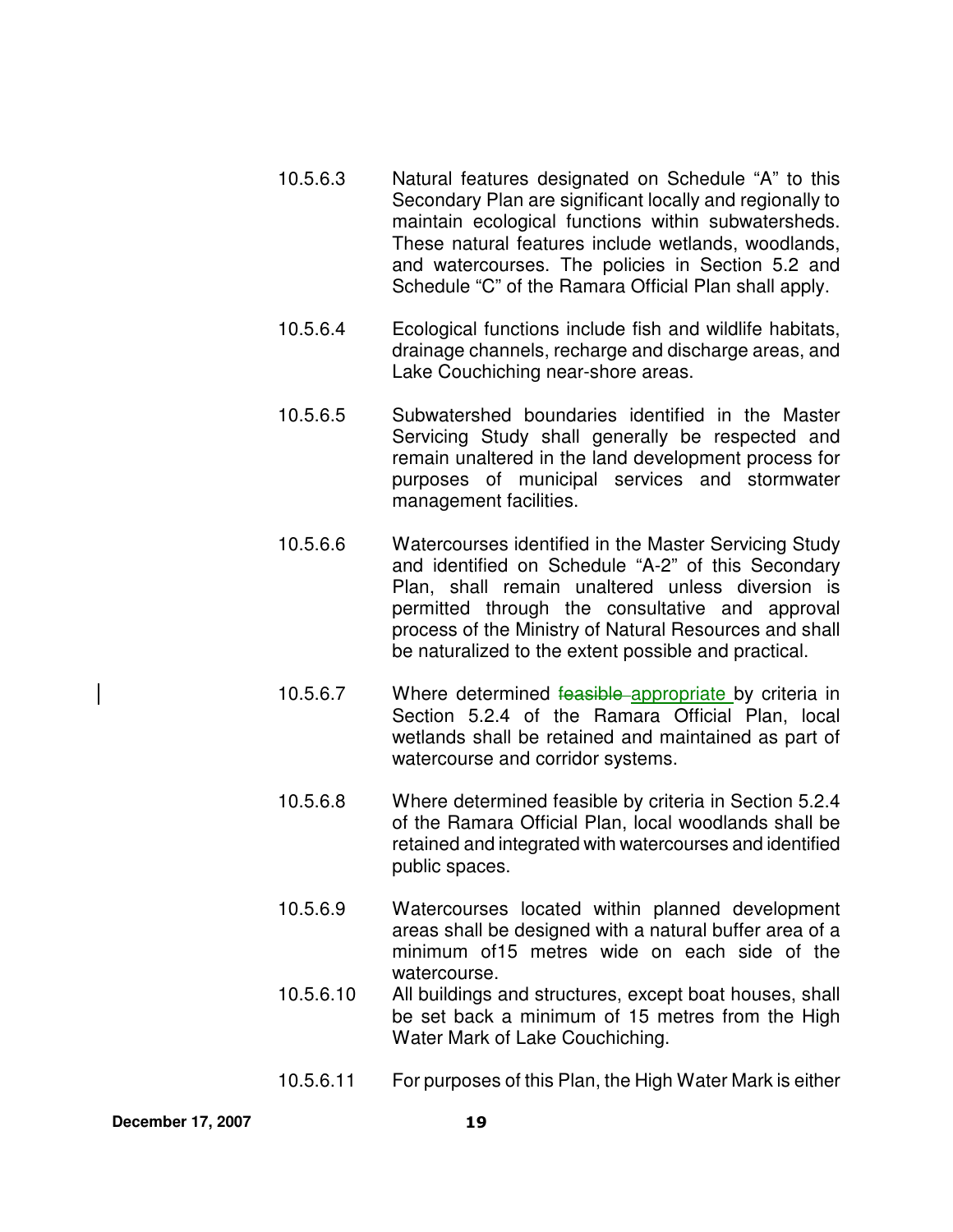10.5.6.3 Natural features designated on Schedule "A" to this Secondary Plan are significant locally and regionally to maintain ecological functions within subwatersheds. These natural features include wetlands, woodlands, and watercourses. The policies in Section 5.2 and Schedule "C" of the Ramara Official Plan shall apply.

10.5.6.4 Ecological functions include fish and wildlife habitats, drainage channels, recharge and discharge areas, and Lake Couchiching near-shore areas.

10.5.6.5 Subwatershed boundaries identified in the Master Servicing Study shall generally be respected and remain unaltered in the land development process for purposes of municipal services and stormwater management facilities.

10.5.6.6 Watercourses identified in the Master Servicing Study and identified on Schedule "A-2" of this Secondary Plan, shall remain unaltered unless diversion is permitted through the consultative and approval process of the Ministry of Natural Resources and shall be naturalized to the extent possible and practical.

10.5.6.7 Where determined ~~feasible~~ appropriate by criteria in Section 5.2.4 of the Ramara Official Plan, local wetlands shall be retained and maintained as part of watercourse and corridor systems.

10.5.6.8 Where determined feasible by criteria in Section 5.2.4 of the Ramara Official Plan, local woodlands shall be retained and integrated with watercourses and identified public spaces.

10.5.6.9 Watercourses located within planned development areas shall be designed with a natural buffer area of a minimum of15 metres wide on each side of the watercourse.

10.5.6.10 All buildings and structures, except boat houses, shall be set back a minimum of 15 metres from the High Water Mark of Lake Couchiching.

10.5.6.11 For purposes of this Plan, the High Water Mark is either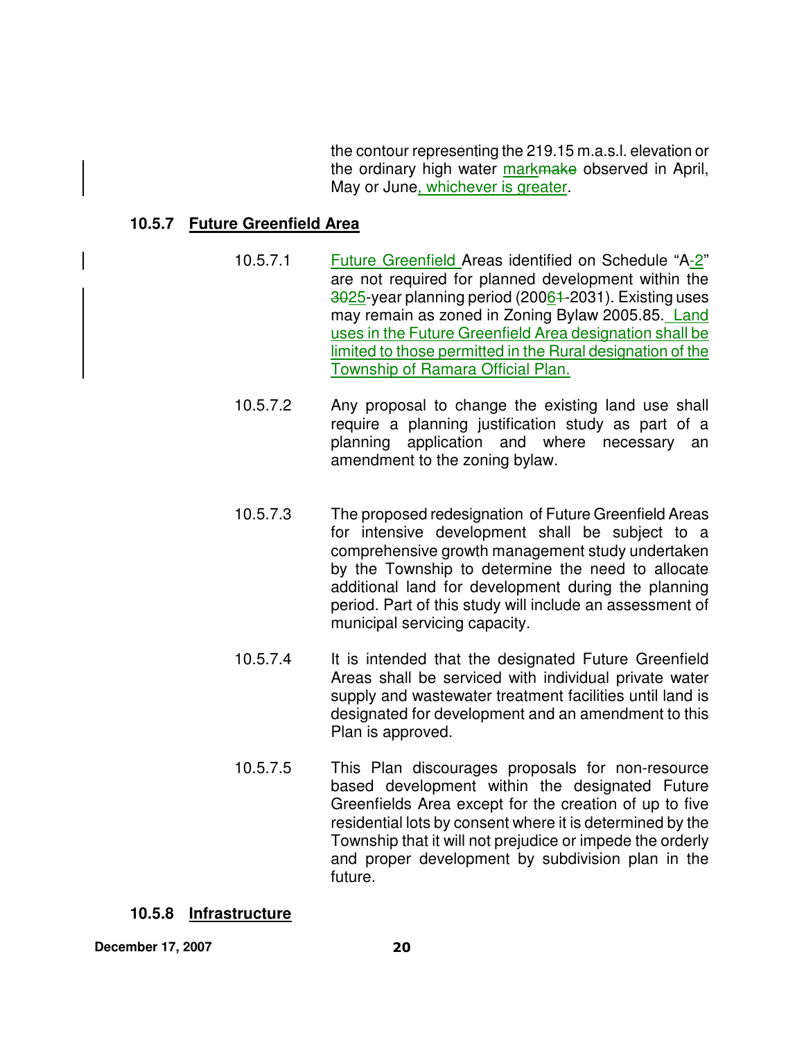the contour representing the 219.15 m.a.s.l. elevation or the ordinary high water markmake observed in April, May or June, whichever is greater.

### 10.5.7 Future Greenfield Area

10.5.7.1 Future Greenfield Areas identified on Schedule "A-2" are not required for planned development within the 302​5-year planning period (20061-2031). Existing uses may remain as zoned in Zoning Bylaw 2005.85. Land uses in the Future Greenfield Area designation shall be limited to those permitted in the Rural designation of the Township of Ramara Official Plan.

10.5.7.2 Any proposal to change the existing land use shall require a planning justification study as part of a planning application and where necessary an amendment to the zoning bylaw.

10.5.7.3 The proposed redesignation of Future Greenfield Areas for intensive development shall be subject to a comprehensive growth management study undertaken by the Township to determine the need to allocate additional land for development during the planning period. Part of this study will include an assessment of municipal servicing capacity.

10.5.7.4 It is intended that the designated Future Greenfield Areas shall be serviced with individual private water supply and wastewater treatment facilities until land is designated for development and an amendment to this Plan is approved.

10.5.7.5 This Plan discourages proposals for non-resource based development within the designated Future Greenfields Area except for the creation of up to five residential lots by consent where it is determined by the Township that it will not prejudice or impede the orderly and proper development by subdivision plan in the future.

### 10.5.8 Infrastructure

December 17, 2007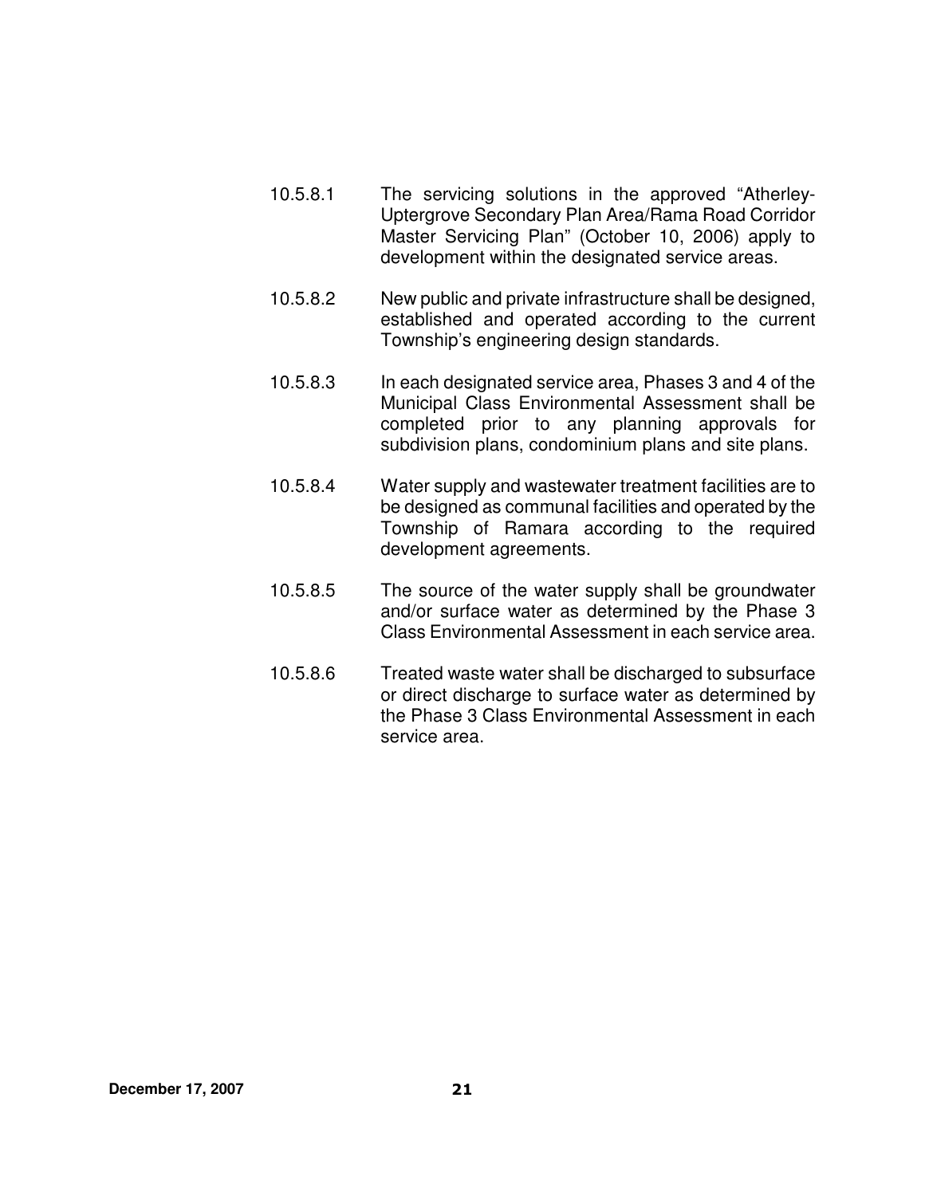10.5.8.1 The servicing solutions in the approved "Atherley-Uptergrove Secondary Plan Area/Rama Road Corridor Master Servicing Plan" (October 10, 2006) apply to development within the designated service areas.

10.5.8.2 New public and private infrastructure shall be designed, established and operated according to the current Township's engineering design standards.

10.5.8.3 In each designated service area, Phases 3 and 4 of the Municipal Class Environmental Assessment shall be completed prior to any planning approvals for subdivision plans, condominium plans and site plans.

10.5.8.4 Water supply and wastewater treatment facilities are to be designed as communal facilities and operated by the Township of Ramara according to the required development agreements.

10.5.8.5 The source of the water supply shall be groundwater and/or surface water as determined by the Phase 3 Class Environmental Assessment in each service area.

10.5.8.6 Treated waste water shall be discharged to subsurface or direct discharge to surface water as determined by the Phase 3 Class Environmental Assessment in each service area.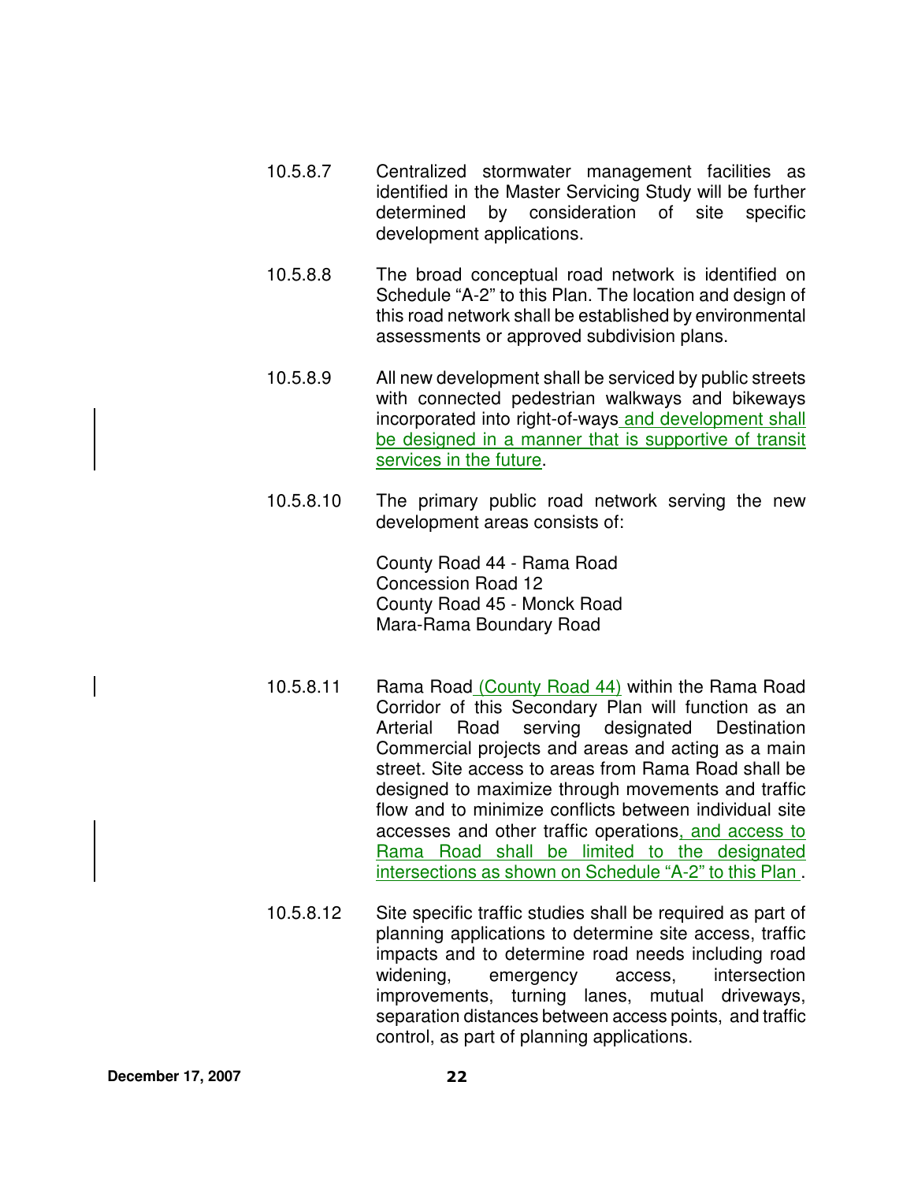10.5.8.7 Centralized stormwater management facilities as identified in the Master Servicing Study will be further determined by consideration of site specific development applications.

10.5.8.8 The broad conceptual road network is identified on Schedule "A-2" to this Plan. The location and design of this road network shall be established by environmental assessments or approved subdivision plans.

10.5.8.9 All new development shall be serviced by public streets with connected pedestrian walkways and bikeways incorporated into right-of-ways and development shall be designed in a manner that is supportive of transit services in the future.

10.5.8.10 The primary public road network serving the new development areas consists of:

County Road 44 - Rama Road
Concession Road 12
County Road 45 - Monck Road
Mara-Rama Boundary Road

10.5.8.11 Rama Road (County Road 44) within the Rama Road Corridor of this Secondary Plan will function as an Arterial Road serving designated Destination Commercial projects and areas and acting as a main street. Site access to areas from Rama Road shall be designed to maximize through movements and traffic flow and to minimize conflicts between individual site accesses and other traffic operations, and access to Rama Road shall be limited to the designated intersections as shown on Schedule "A-2" to this Plan .

10.5.8.12 Site specific traffic studies shall be required as part of planning applications to determine site access, traffic impacts and to determine road needs including road widening, emergency access, intersection improvements, turning lanes, mutual driveways, separation distances between access points, and traffic control, as part of planning applications.

December 17, 2007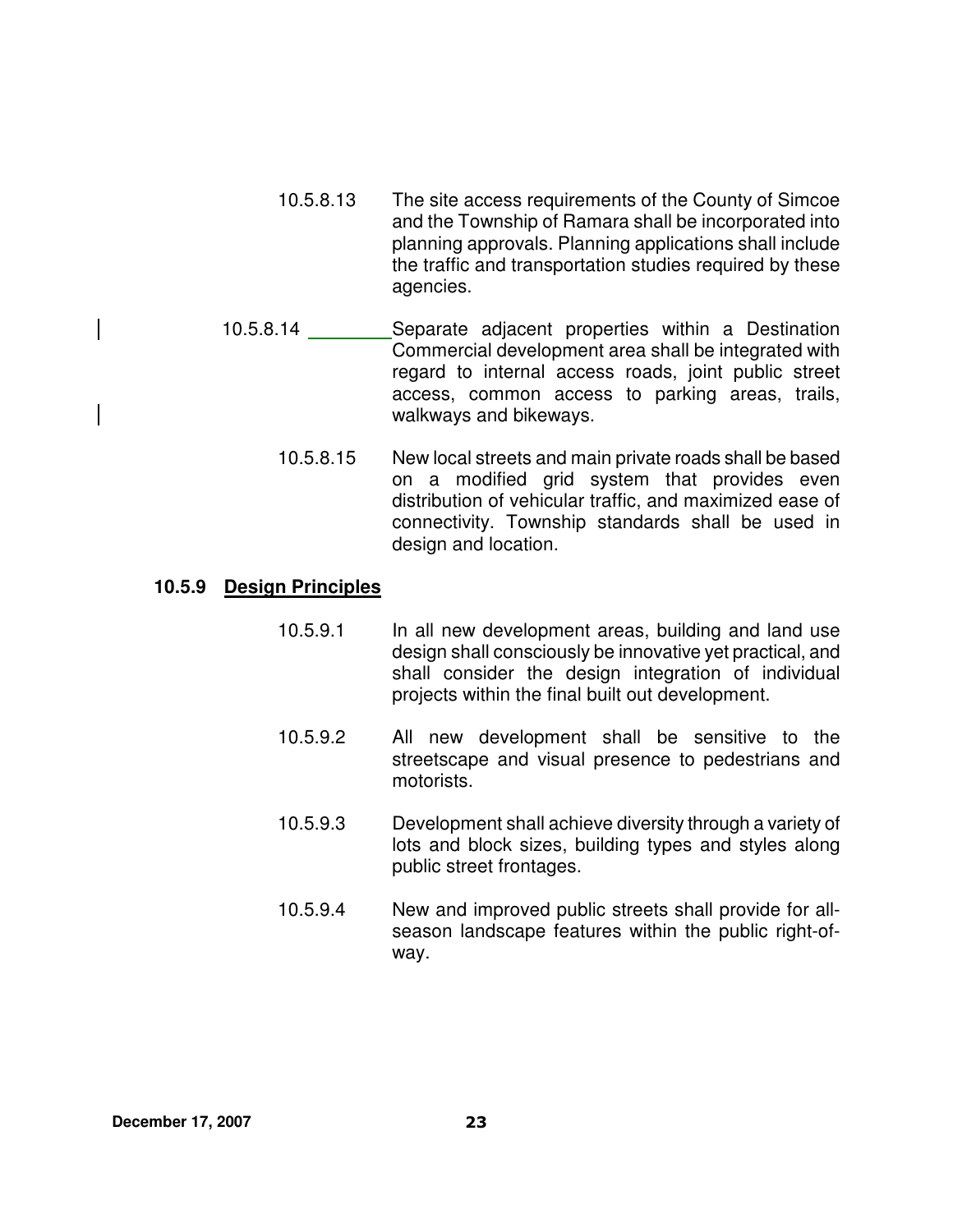10.5.8.13 The site access requirements of the County of Simcoe and the Township of Ramara shall be incorporated into planning approvals. Planning applications shall include the traffic and transportation studies required by these agencies.

10.5.8.14 Separate adjacent properties within a Destination Commercial development area shall be integrated with regard to internal access roads, joint public street access, common access to parking areas, trails, walkways and bikeways.

10.5.8.15 New local streets and main private roads shall be based on a modified grid system that provides even distribution of vehicular traffic, and maximized ease of connectivity. Township standards shall be used in design and location.

### 10.5.9 <u>Design Principles</u>

10.5.9.1 In all new development areas, building and land use design shall consciously be innovative yet practical, and shall consider the design integration of individual projects within the final built out development.

10.5.9.2 All new development shall be sensitive to the streetscape and visual presence to pedestrians and motorists.

10.5.9.3 Development shall achieve diversity through a variety of lots and block sizes, building types and styles along public street frontages.

10.5.9.4 New and improved public streets shall provide for all-season landscape features within the public right-of-way.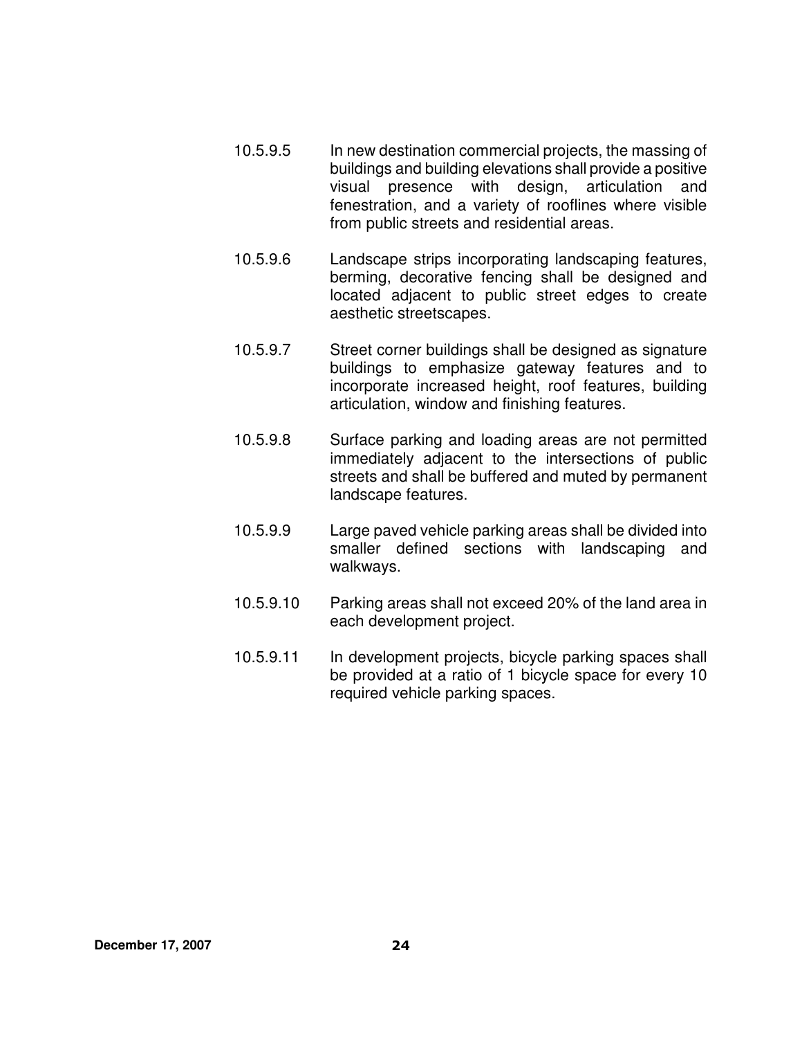10.5.9.5 In new destination commercial projects, the massing of buildings and building elevations shall provide a positive visual presence with design, articulation and fenestration, and a variety of rooflines where visible from public streets and residential areas.

10.5.9.6 Landscape strips incorporating landscaping features, berming, decorative fencing shall be designed and located adjacent to public street edges to create aesthetic streetscapes.

10.5.9.7 Street corner buildings shall be designed as signature buildings to emphasize gateway features and to incorporate increased height, roof features, building articulation, window and finishing features.

10.5.9.8 Surface parking and loading areas are not permitted immediately adjacent to the intersections of public streets and shall be buffered and muted by permanent landscape features.

10.5.9.9 Large paved vehicle parking areas shall be divided into smaller defined sections with landscaping and walkways.

10.5.9.10 Parking areas shall not exceed 20% of the land area in each development project.

10.5.9.11 In development projects, bicycle parking spaces shall be provided at a ratio of 1 bicycle space for every 10 required vehicle parking spaces.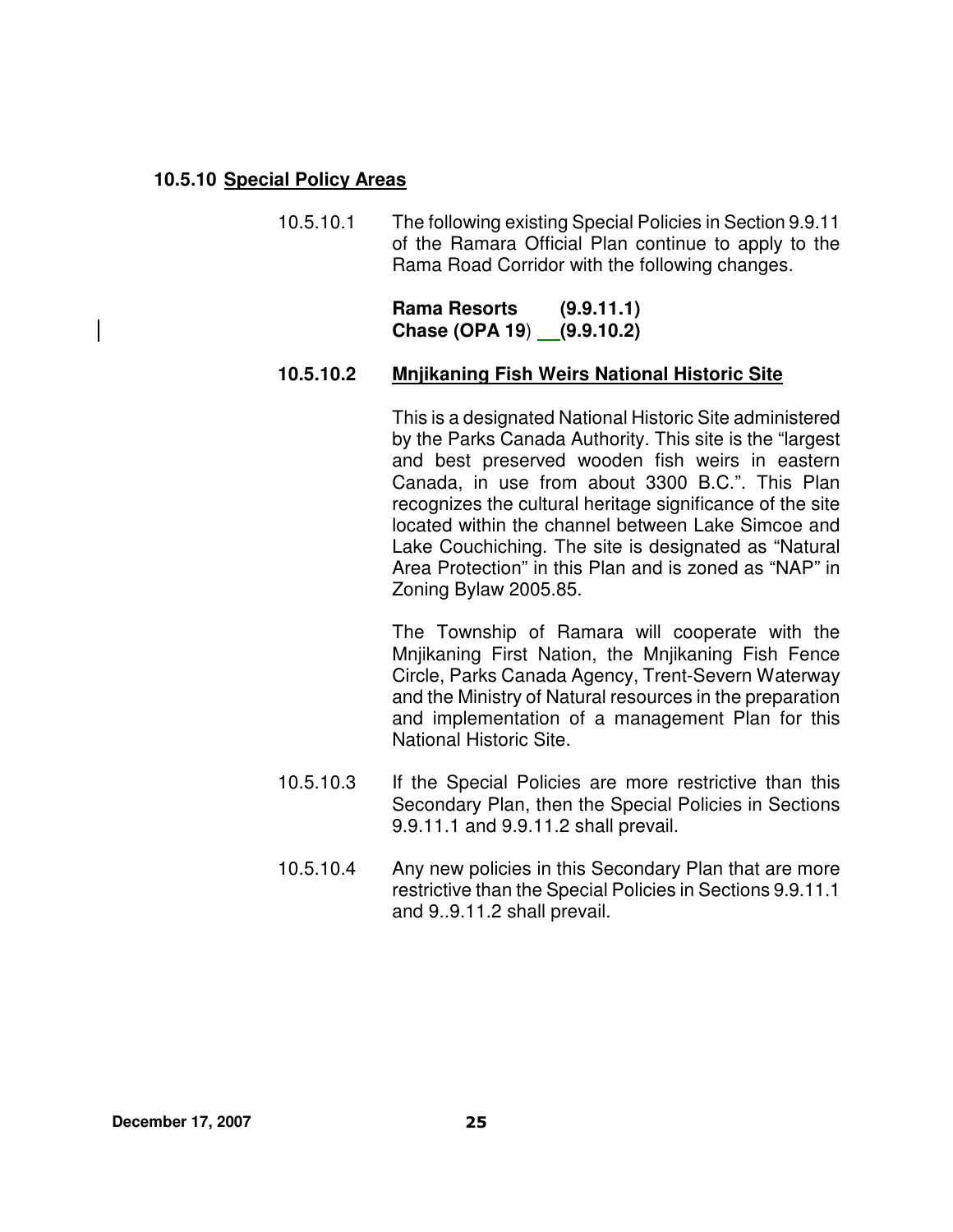### 10.5.10 Special Policy Areas

10.5.10.1 The following existing Special Policies in Section 9.9.11 of the Ramara Official Plan continue to apply to the Rama Road Corridor with the following changes.

**Rama Resorts (9.9.11.1)**
**Chase (OPA 19) (9.9.10.2)**

#### 10.5.10.2 Mnjikaning Fish Weirs National Historic Site

This is a designated National Historic Site administered by the Parks Canada Authority. This site is the "largest and best preserved wooden fish weirs in eastern Canada, in use from about 3300 B.C.". This Plan recognizes the cultural heritage significance of the site located within the channel between Lake Simcoe and Lake Couchiching. The site is designated as "Natural Area Protection" in this Plan and is zoned as "NAP" in Zoning Bylaw 2005.85.

The Township of Ramara will cooperate with the Mnjikaning First Nation, the Mnjikaning Fish Fence Circle, Parks Canada Agency, Trent-Severn Waterway and the Ministry of Natural resources in the preparation and implementation of a management Plan for this National Historic Site.

10.5.10.3 If the Special Policies are more restrictive than this Secondary Plan, then the Special Policies in Sections 9.9.11.1 and 9.9.11.2 shall prevail.

10.5.10.4 Any new policies in this Secondary Plan that are more restrictive than the Special Policies in Sections 9.9.11.1 and 9..9.11.2 shall prevail.

December 17, 2007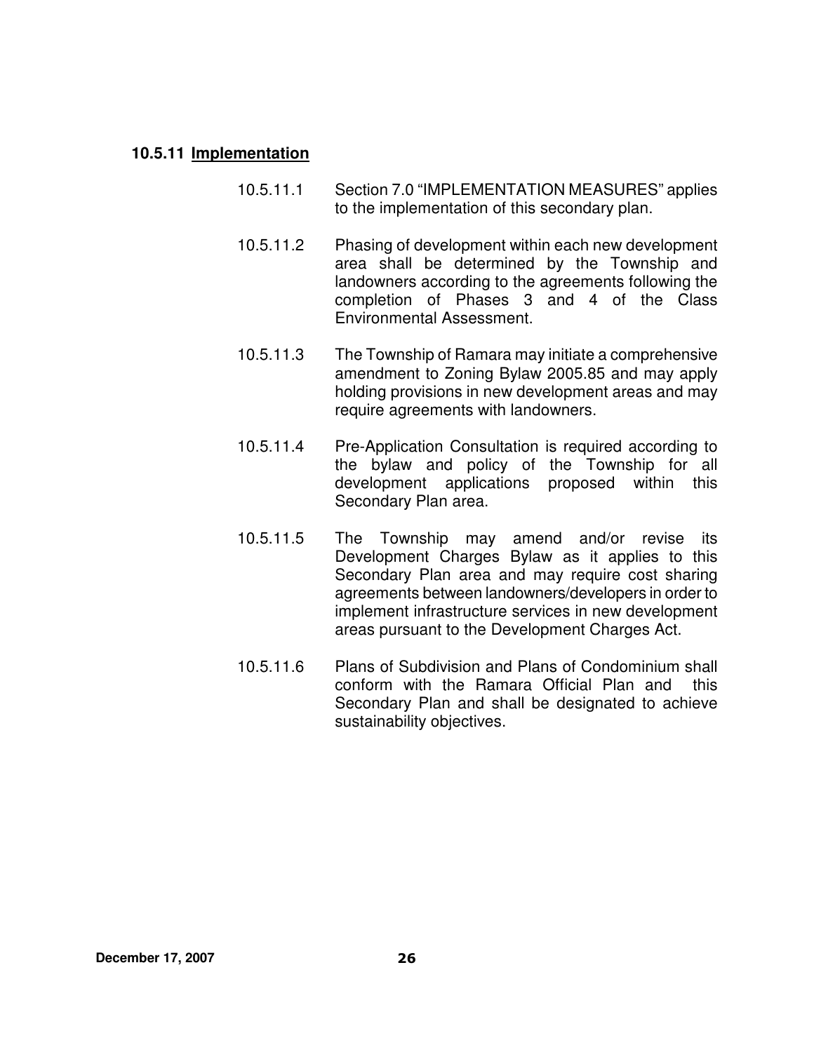### 10.5.11 Implementation

10.5.11.1 Section 7.0 "IMPLEMENTATION MEASURES" applies to the implementation of this secondary plan.

10.5.11.2 Phasing of development within each new development area shall be determined by the Township and landowners according to the agreements following the completion of Phases 3 and 4 of the Class Environmental Assessment.

10.5.11.3 The Township of Ramara may initiate a comprehensive amendment to Zoning Bylaw 2005.85 and may apply holding provisions in new development areas and may require agreements with landowners.

10.5.11.4 Pre-Application Consultation is required according to the bylaw and policy of the Township for all development applications proposed within this Secondary Plan area.

10.5.11.5 The Township may amend and/or revise its Development Charges Bylaw as it applies to this Secondary Plan area and may require cost sharing agreements between landowners/developers in order to implement infrastructure services in new development areas pursuant to the Development Charges Act.

10.5.11.6 Plans of Subdivision and Plans of Condominium shall conform with the Ramara Official Plan and this Secondary Plan and shall be designated to achieve sustainability objectives.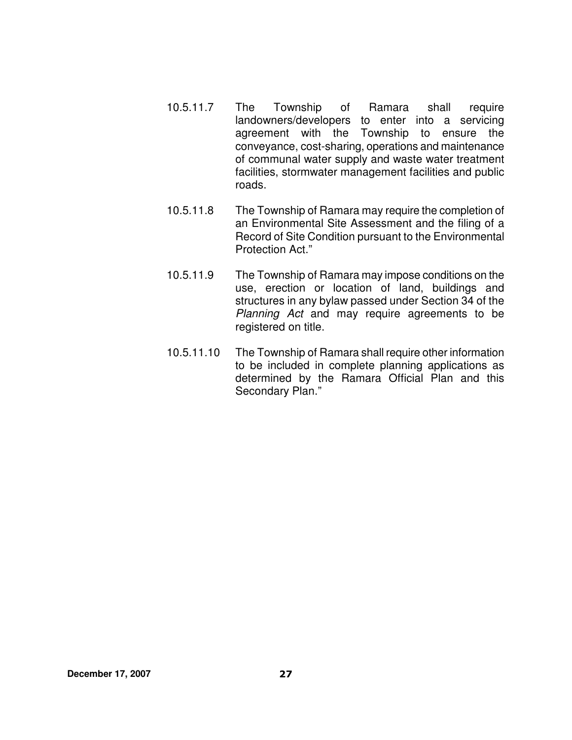10.5.11.7 The Township of Ramara shall require landowners/developers to enter into a servicing agreement with the Township to ensure the conveyance, cost-sharing, operations and maintenance of communal water supply and waste water treatment facilities, stormwater management facilities and public roads.

10.5.11.8 The Township of Ramara may require the completion of an Environmental Site Assessment and the filing of a Record of Site Condition pursuant to the Environmental Protection Act."

10.5.11.9 The Township of Ramara may impose conditions on the use, erection or location of land, buildings and structures in any bylaw passed under Section 34 of the *Planning Act* and may require agreements to be registered on title.

10.5.11.10 The Township of Ramara shall require other information to be included in complete planning applications as determined by the Ramara Official Plan and this Secondary Plan."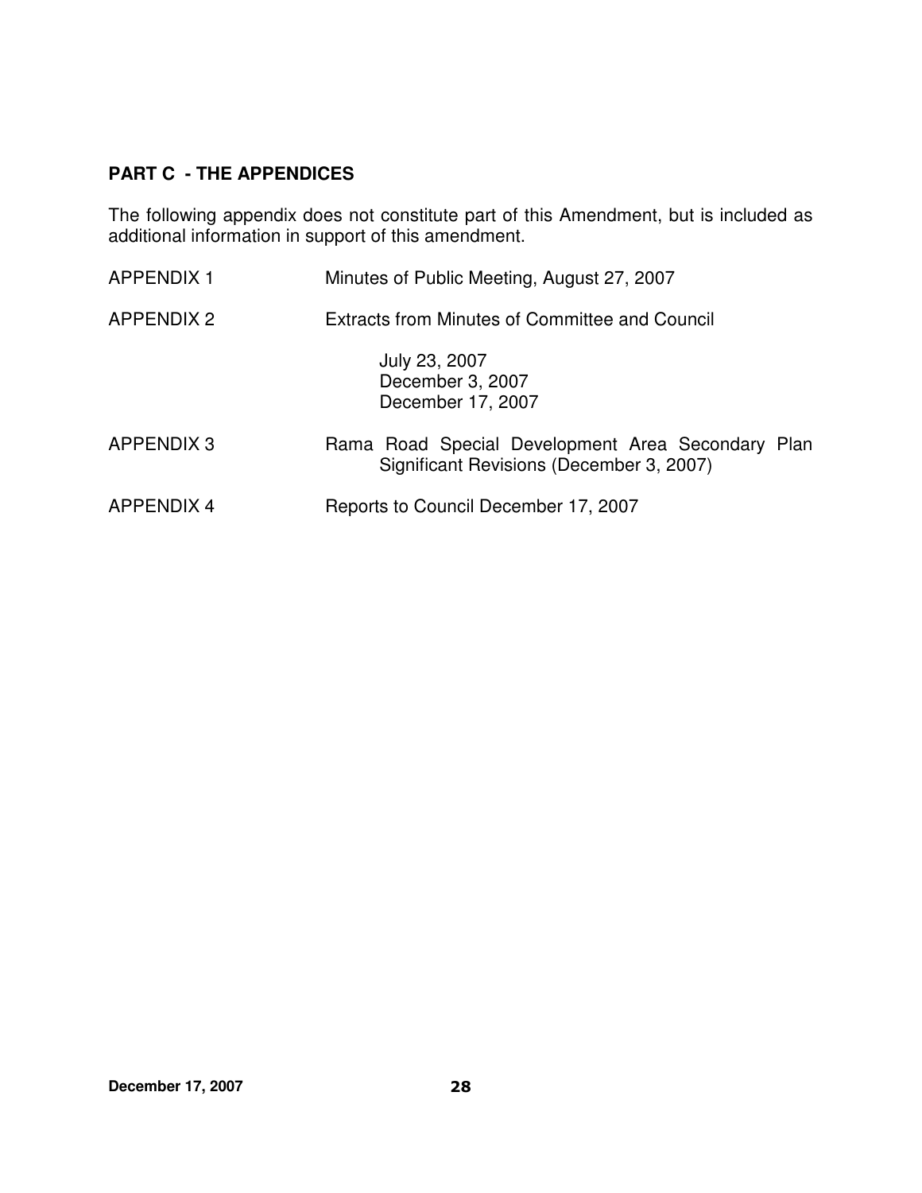## PART C - THE APPENDICES

The following appendix does not constitute part of this Amendment, but is included as additional information in support of this amendment.

| | |
|---|---|
| APPENDIX 1 | Minutes of Public Meeting, August 27, 2007 |
| APPENDIX 2 | Extracts from Minutes of Committee and Council<br>July 23, 2007<br>December 3, 2007<br>December 17, 2007 |
| APPENDIX 3 | Rama Road Special Development Area Secondary Plan Significant Revisions (December 3, 2007) |
| APPENDIX 4 | Reports to Council December 17, 2007 |